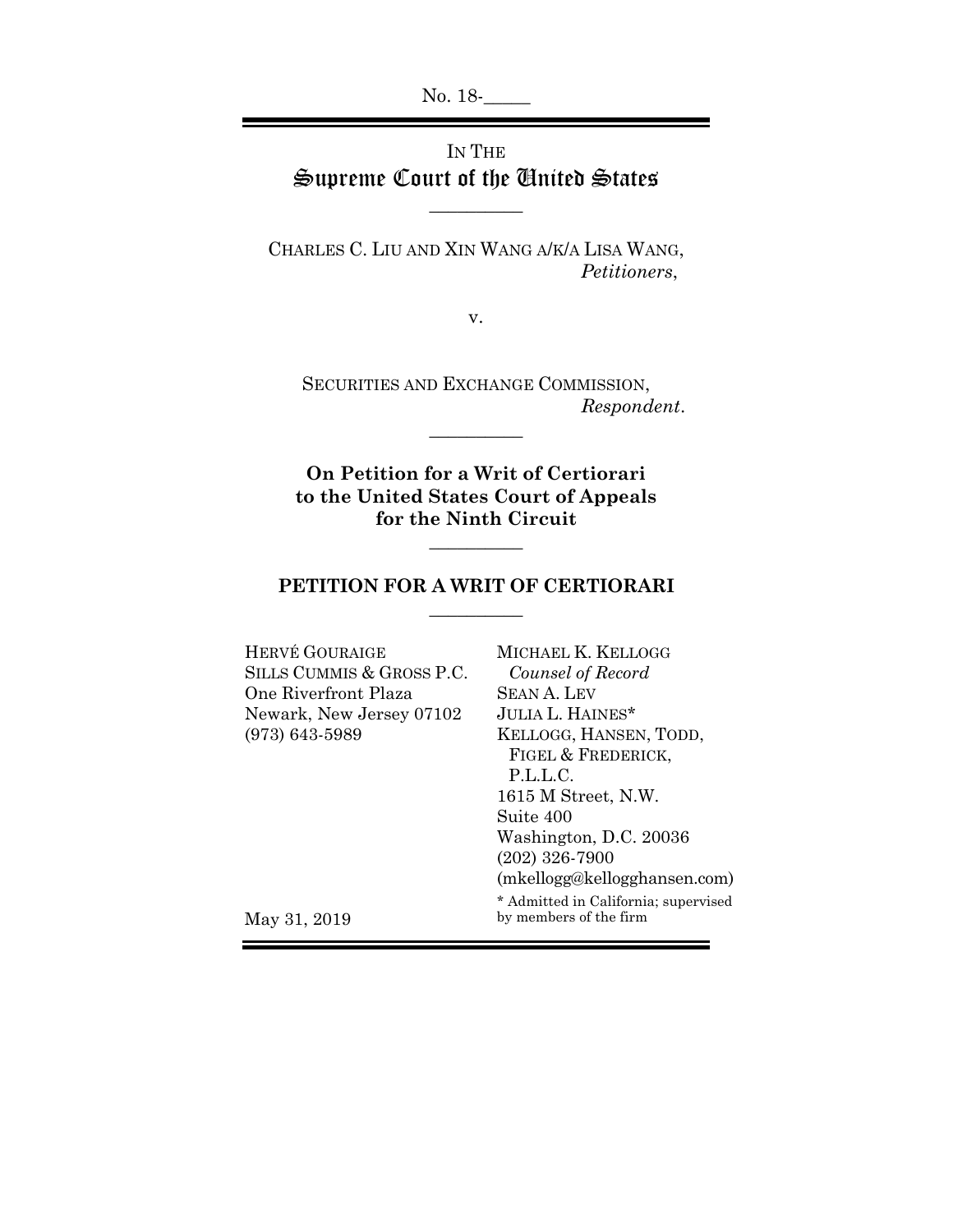No. 18-\_\_\_\_\_

IN THE
# Supreme Court of the United States

---

CHARLES C. LIU AND XIN WANG A/K/A LISA WANG,
*Petitioners*,

v.

SECURITIES AND EXCHANGE COMMISSION,
*Respondent*.

---

**On Petition for a Writ of Certiorari to the United States Court of Appeals for the Ninth Circuit**

---

## PETITION FOR A WRIT OF CERTIORARI

---

HERVÉ GOURAIGE
SILLS CUMMIS & GROSS P.C.
One Riverfront Plaza
Newark, New Jersey 07102
(973) 643-5989

MICHAEL K. KELLOGG
*Counsel of Record*
SEAN A. LEV
JULIA L. HAINES*
KELLOGG, HANSEN, TODD, FIGEL & FREDERICK, P.L.L.C.
1615 M Street, N.W.
Suite 400
Washington, D.C. 20036
(202) 326-7900
(mkellogg@kellogghansen.com)

\* Admitted in California; supervised by members of the firm

May 31, 2019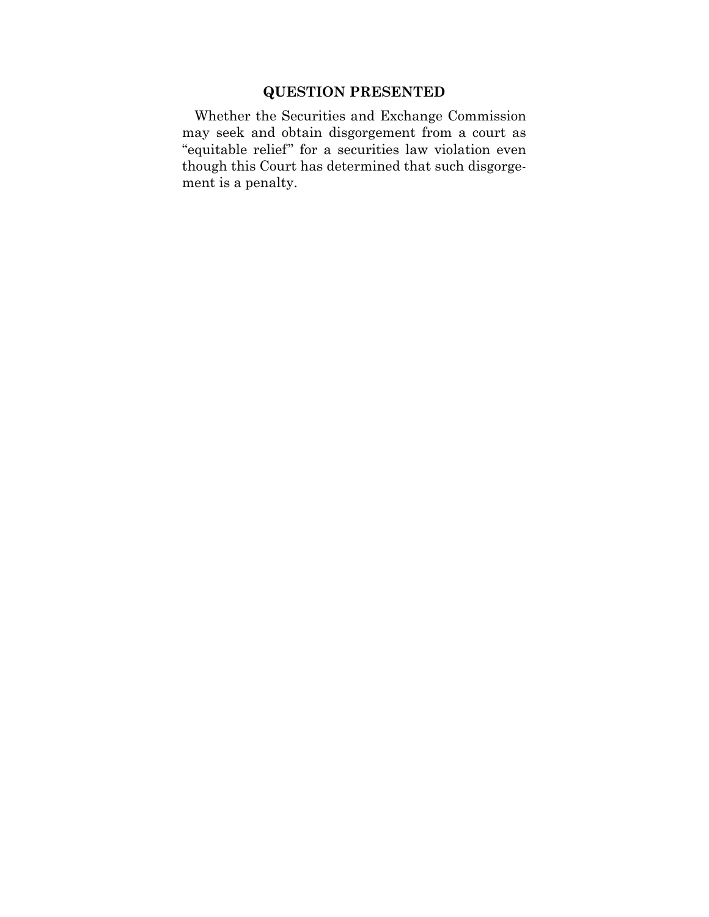## QUESTION PRESENTED

Whether the Securities and Exchange Commission may seek and obtain disgorgement from a court as "equitable relief" for a securities law violation even though this Court has determined that such disgorgement is a penalty.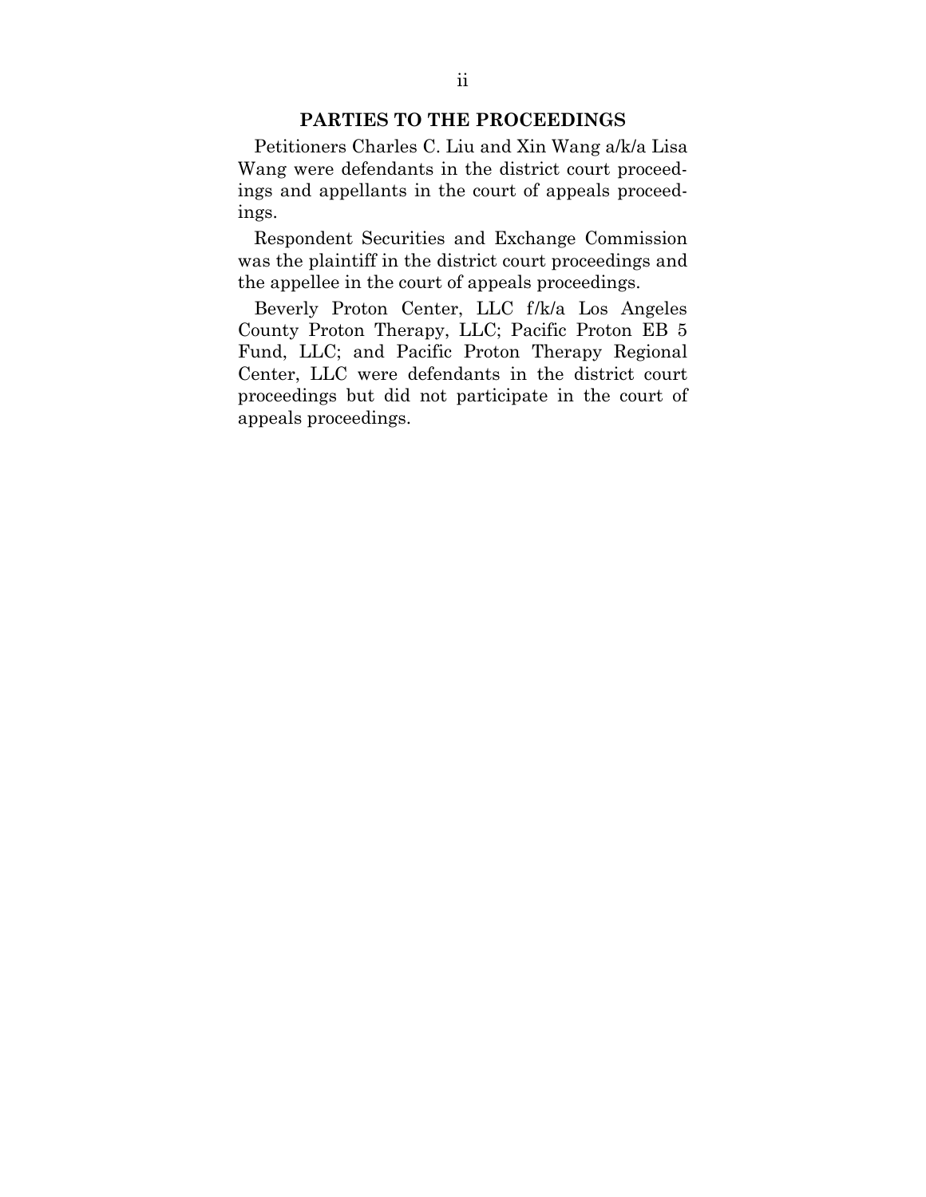## PARTIES TO THE PROCEEDINGS

Petitioners Charles C. Liu and Xin Wang a/k/a Lisa Wang were defendants in the district court proceedings and appellants in the court of appeals proceedings.

Respondent Securities and Exchange Commission was the plaintiff in the district court proceedings and the appellee in the court of appeals proceedings.

Beverly Proton Center, LLC f/k/a Los Angeles County Proton Therapy, LLC; Pacific Proton EB 5 Fund, LLC; and Pacific Proton Therapy Regional Center, LLC were defendants in the district court proceedings but did not participate in the court of appeals proceedings.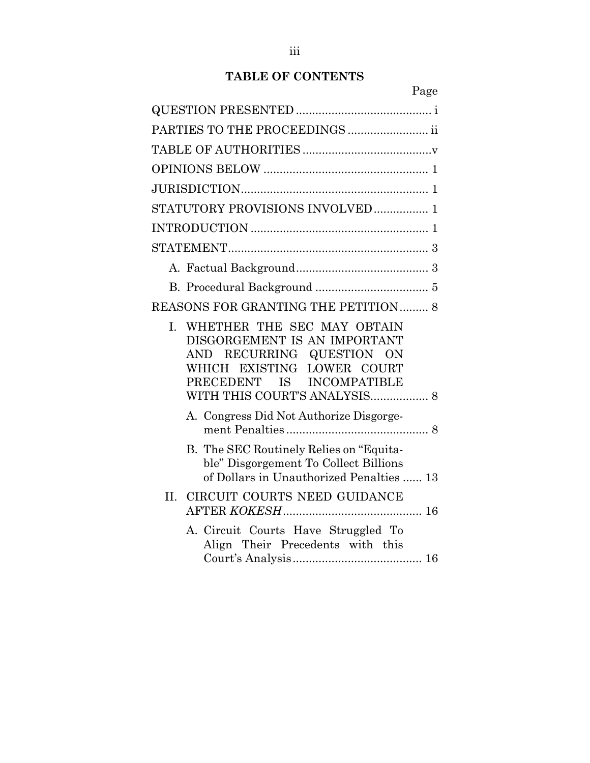## TABLE OF CONTENTS

| | Page |
|---|---|
| QUESTION PRESENTED | i |
| PARTIES TO THE PROCEEDINGS | ii |
| TABLE OF AUTHORITIES | v |
| OPINIONS BELOW | 1 |
| JURISDICTION | 1 |
| STATUTORY PROVISIONS INVOLVED | 1 |
| INTRODUCTION | 1 |
| STATEMENT | 3 |
| A. Factual Background | 3 |
| B. Procedural Background | 5 |
| REASONS FOR GRANTING THE PETITION | 8 |
| I. WHETHER THE SEC MAY OBTAIN DISGORGEMENT IS AN IMPORTANT AND RECURRING QUESTION ON WHICH EXISTING LOWER COURT PRECEDENT IS INCOMPATIBLE WITH THIS COURT'S ANALYSIS | 8 |
| A. Congress Did Not Authorize Disgorgement Penalties | 8 |
| B. The SEC Routinely Relies on "Equitable" Disgorgement To Collect Billions of Dollars in Unauthorized Penalties | 13 |
| II. CIRCUIT COURTS NEED GUIDANCE AFTER *KOKESH* | 16 |
| A. Circuit Courts Have Struggled To Align Their Precedents with this Court's Analysis | 16 |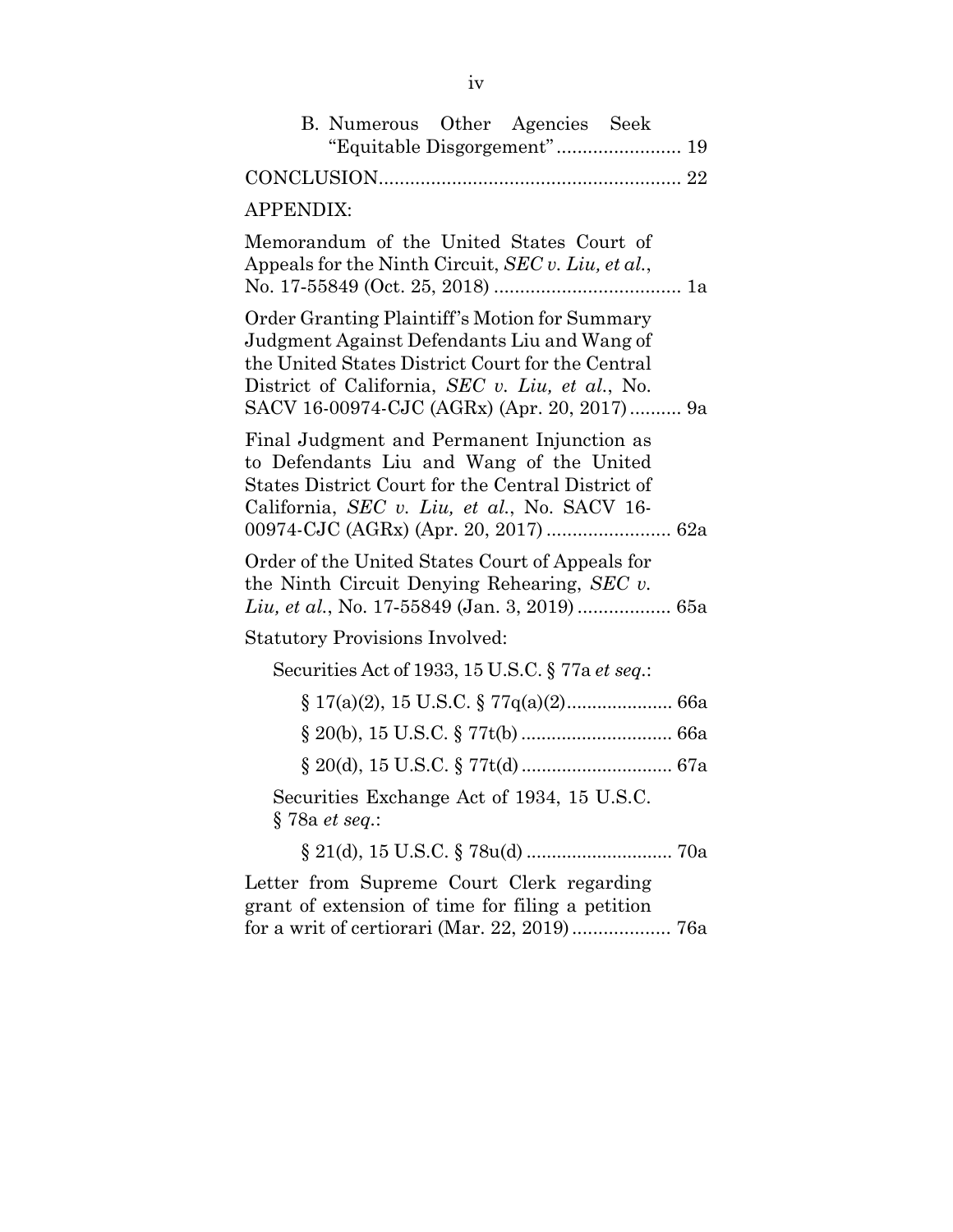B. Numerous Other Agencies Seek "Equitable Disgorgement" ........................ 19

CONCLUSION .......................................................... 22

APPENDIX:

Memorandum of the United States Court of Appeals for the Ninth Circuit, *SEC v. Liu, et al.*, No. 17-55849 (Oct. 25, 2018) .................................... 1a

Order Granting Plaintiff's Motion for Summary Judgment Against Defendants Liu and Wang of the United States District Court for the Central District of California, *SEC v. Liu, et al.*, No. SACV 16-00974-CJC (AGRx) (Apr. 20, 2017) .......... 9a

Final Judgment and Permanent Injunction as to Defendants Liu and Wang of the United States District Court for the Central District of California, *SEC v. Liu, et al.*, No. SACV 16-00974-CJC (AGRx) (Apr. 20, 2017) ........................ 62a

Order of the United States Court of Appeals for the Ninth Circuit Denying Rehearing, *SEC v. Liu, et al.*, No. 17-55849 (Jan. 3, 2019) .................. 65a

Statutory Provisions Involved:

Securities Act of 1933, 15 U.S.C. § 77a *et seq.*:

§ 17(a)(2), 15 U.S.C. § 77q(a)(2) ..................... 66a

§ 20(b), 15 U.S.C. § 77t(b) ............................. 66a

§ 20(d), 15 U.S.C. § 77t(d) ............................. 67a

Securities Exchange Act of 1934, 15 U.S.C. § 78a *et seq.*:

§ 21(d), 15 U.S.C. § 78u(d) ............................ 70a

Letter from Supreme Court Clerk regarding grant of extension of time for filing a petition for a writ of certiorari (Mar. 22, 2019) ................... 76a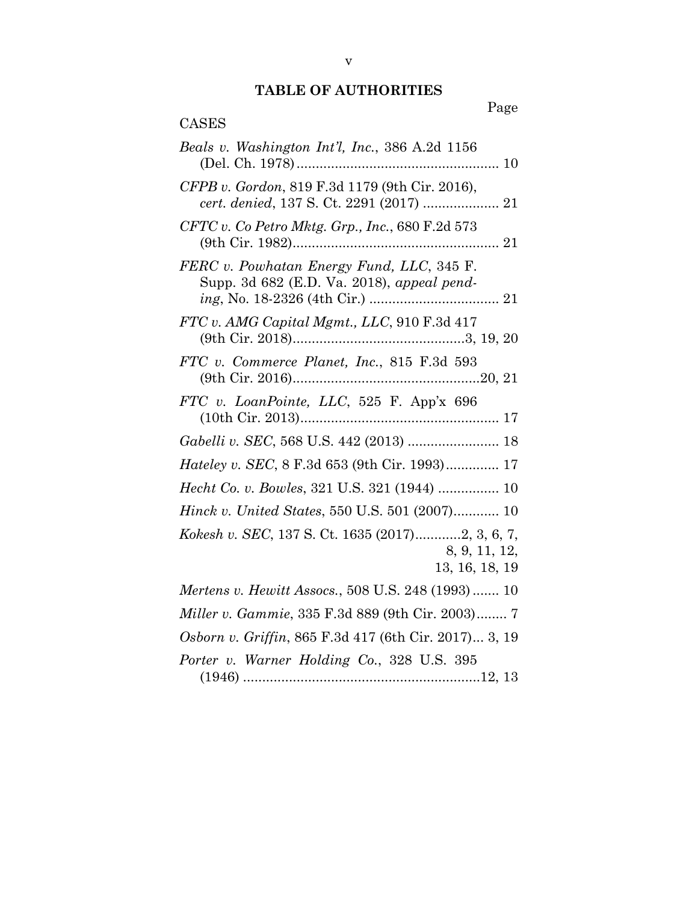## TABLE OF AUTHORITIES

Page

CASES

*Beals v. Washington Int'l, Inc.*, 386 A.2d 1156 (Del. Ch. 1978) ..................................................... 10

*CFPB v. Gordon*, 819 F.3d 1179 (9th Cir. 2016), *cert. denied*, 137 S. Ct. 2291 (2017) .................... 21

*CFTC v. Co Petro Mktg. Grp., Inc.*, 680 F.2d 573 (9th Cir. 1982)...................................................... 21

*FERC v. Powhatan Energy Fund, LLC*, 345 F. Supp. 3d 682 (E.D. Va. 2018), *appeal pending*, No. 18-2326 (4th Cir.) .................................. 21

*FTC v. AMG Capital Mgmt., LLC*, 910 F.3d 417 (9th Cir. 2018).............................................3, 19, 20

*FTC v. Commerce Planet, Inc.*, 815 F.3d 593 (9th Cir. 2016).................................................20, 21

*FTC v. LoanPointe, LLC*, 525 F. App'x 696 (10th Cir. 2013).................................................... 17

*Gabelli v. SEC*, 568 U.S. 442 (2013) ........................ 18

*Hateley v. SEC*, 8 F.3d 653 (9th Cir. 1993).............. 17

*Hecht Co. v. Bowles*, 321 U.S. 321 (1944) ................ 10

*Hinck v. United States*, 550 U.S. 501 (2007)............ 10

*Kokesh v. SEC*, 137 S. Ct. 1635 (2017)............2, 3, 6, 7, 8, 9, 11, 12, 13, 16, 18, 19

*Mertens v. Hewitt Assocs.*, 508 U.S. 248 (1993) ....... 10

*Miller v. Gammie*, 335 F.3d 889 (9th Cir. 2003)........ 7

*Osborn v. Griffin*, 865 F.3d 417 (6th Cir. 2017)... 3, 19

*Porter v. Warner Holding Co.*, 328 U.S. 395 (1946) ..............................................................12, 13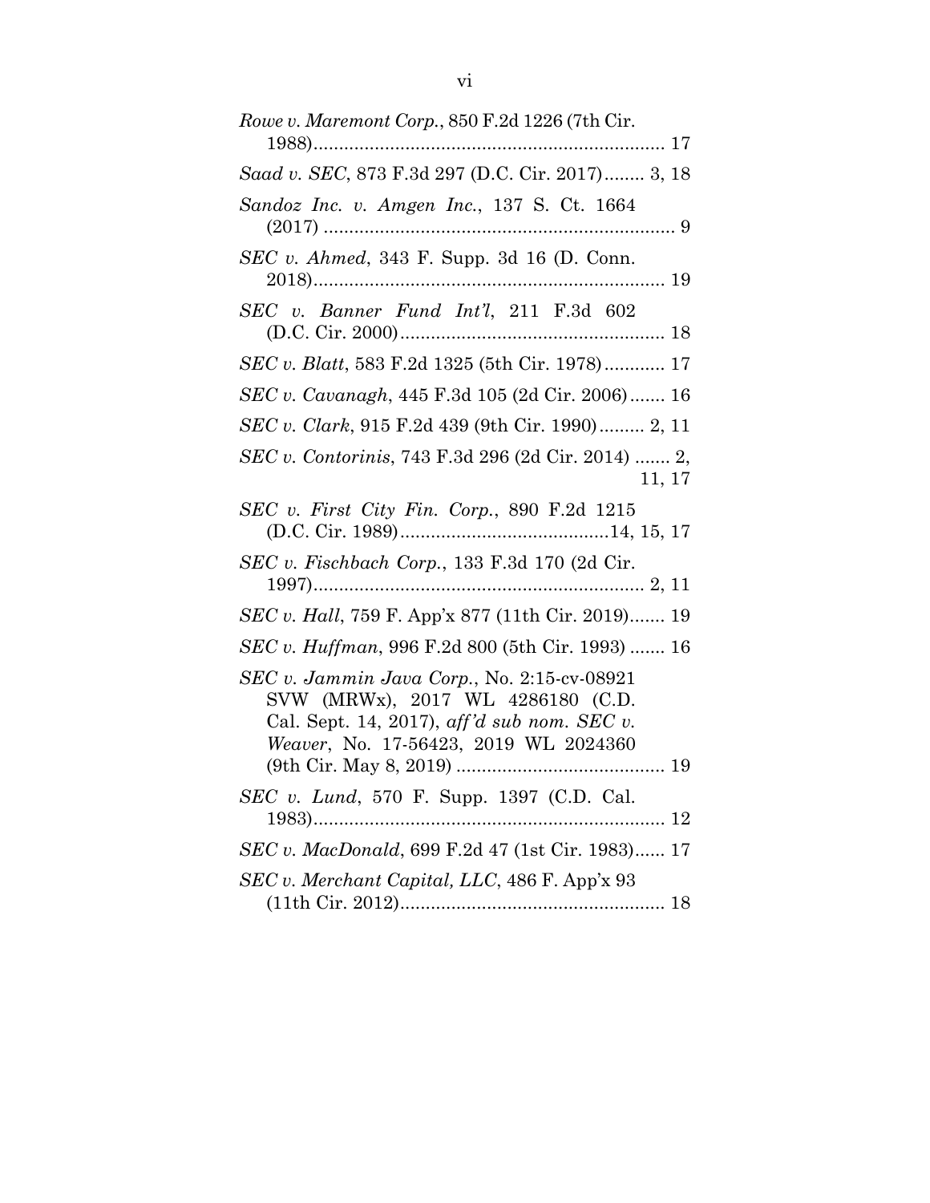*Rowe v. Maremont Corp.*, 850 F.2d 1226 (7th Cir. 1988) ........................................................................ 17

*Saad v. SEC*, 873 F.3d 297 (D.C. Cir. 2017) ........ 3, 18

*Sandoz Inc. v. Amgen Inc.*, 137 S. Ct. 1664 (2017) ........................................................................ 9

*SEC v. Ahmed*, 343 F. Supp. 3d 16 (D. Conn. 2018) ........................................................................ 19

*SEC v. Banner Fund Int'l*, 211 F.3d 602 (D.C. Cir. 2000) ........................................................ 18

*SEC v. Blatt*, 583 F.2d 1325 (5th Cir. 1978) ............ 17

*SEC v. Cavanagh*, 445 F.3d 105 (2d Cir. 2006) ....... 16

*SEC v. Clark*, 915 F.2d 439 (9th Cir. 1990) ......... 2, 11

*SEC v. Contorinis*, 743 F.3d 296 (2d Cir. 2014) ....... 2, 11, 17

*SEC v. First City Fin. Corp.*, 890 F.2d 1215 (D.C. Cir. 1989) ........................................... 14, 15, 17

*SEC v. Fischbach Corp.*, 133 F.3d 170 (2d Cir. 1997) ................................................................... 2, 11

*SEC v. Hall*, 759 F. App'x 877 (11th Cir. 2019) ....... 19

*SEC v. Huffman*, 996 F.2d 800 (5th Cir. 1993) ....... 16

*SEC v. Jammin Java Corp.*, No. 2:15-cv-08921 SVW (MRWx), 2017 WL 4286180 (C.D. Cal. Sept. 14, 2017), *aff'd sub nom. SEC v. Weaver*, No. 17-56423, 2019 WL 2024360 (9th Cir. May 8, 2019) ........................................ 19

*SEC v. Lund*, 570 F. Supp. 1397 (C.D. Cal. 1983) ........................................................................ 12

*SEC v. MacDonald*, 699 F.2d 47 (1st Cir. 1983) ...... 17

*SEC v. Merchant Capital, LLC*, 486 F. App'x 93 (11th Cir. 2012) ................................................... 18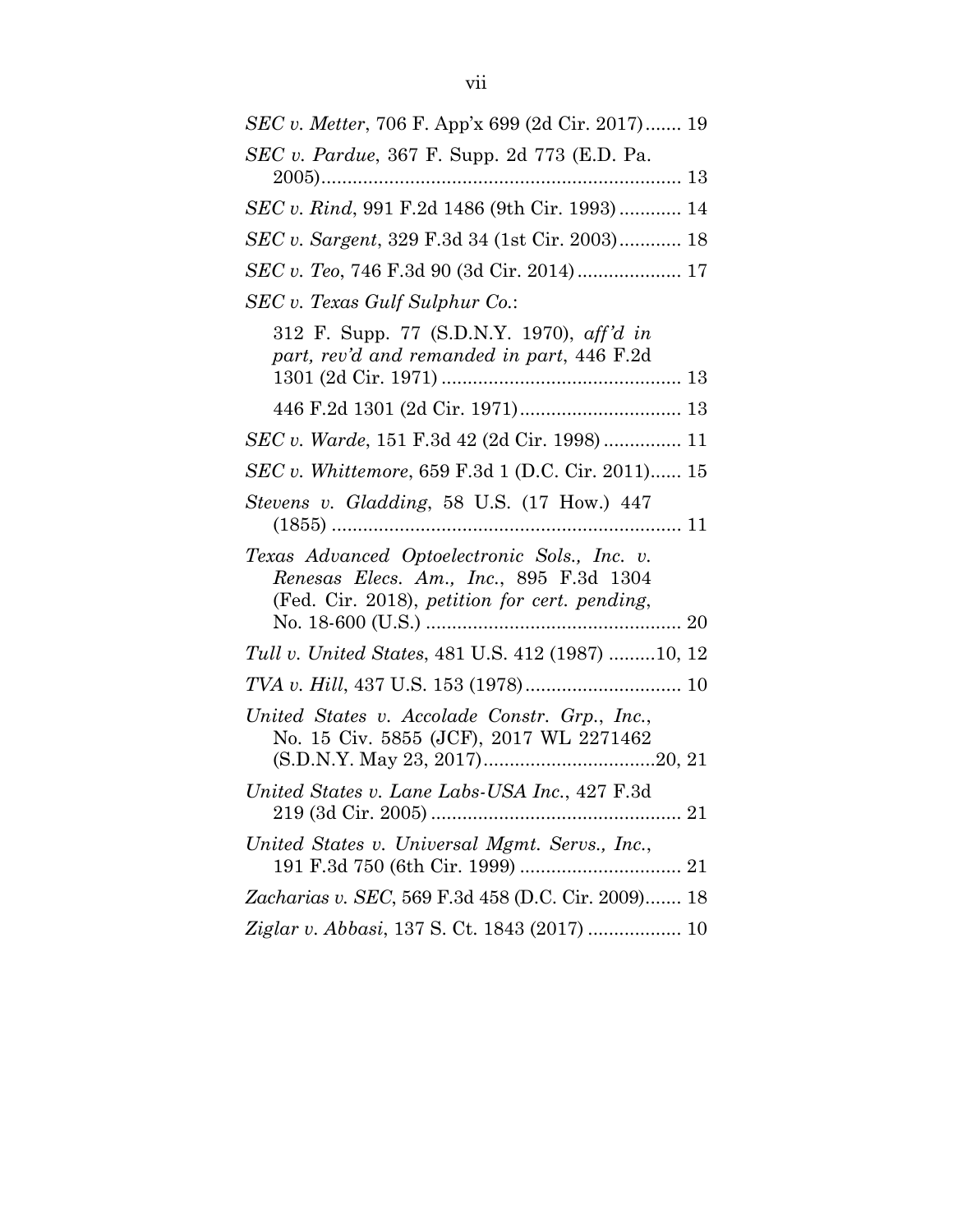*SEC v. Metter*, 706 F. App'x 699 (2d Cir. 2017)....... 19

*SEC v. Pardue*, 367 F. Supp. 2d 773 (E.D. Pa. 2005)..................................................................... 13

*SEC v. Rind*, 991 F.2d 1486 (9th Cir. 1993)............ 14

*SEC v. Sargent*, 329 F.3d 34 (1st Cir. 2003)............ 18

*SEC v. Teo*, 746 F.3d 90 (3d Cir. 2014).................... 17

*SEC v. Texas Gulf Sulphur Co.*:

312 F. Supp. 77 (S.D.N.Y. 1970), *aff'd in part, rev'd and remanded in part*, 446 F.2d 1301 (2d Cir. 1971) .............................................. 13

446 F.2d 1301 (2d Cir. 1971)............................... 13

*SEC v. Warde*, 151 F.3d 42 (2d Cir. 1998)............... 11

*SEC v. Whittemore*, 659 F.3d 1 (D.C. Cir. 2011)...... 15

*Stevens v. Gladding*, 58 U.S. (17 How.) 447 (1855) .................................................................... 11

*Texas Advanced Optoelectronic Sols., Inc. v. Renesas Elecs. Am., Inc.*, 895 F.3d 1304 (Fed. Cir. 2018), *petition for cert. pending*, No. 18-600 (U.S.) ................................................. 20

*Tull v. United States*, 481 U.S. 412 (1987) .........10, 12

*TVA v. Hill*, 437 U.S. 153 (1978).............................. 10

*United States v. Accolade Constr. Grp., Inc.*, No. 15 Civ. 5855 (JCF), 2017 WL 2271462 (S.D.N.Y. May 23, 2017).................................20, 21

*United States v. Lane Labs-USA Inc.*, 427 F.3d 219 (3d Cir. 2005) ................................................ 21

*United States v. Universal Mgmt. Servs., Inc.*, 191 F.3d 750 (6th Cir. 1999) ............................... 21

*Zacharias v. SEC*, 569 F.3d 458 (D.C. Cir. 2009)....... 18

*Ziglar v. Abbasi*, 137 S. Ct. 1843 (2017) .................. 10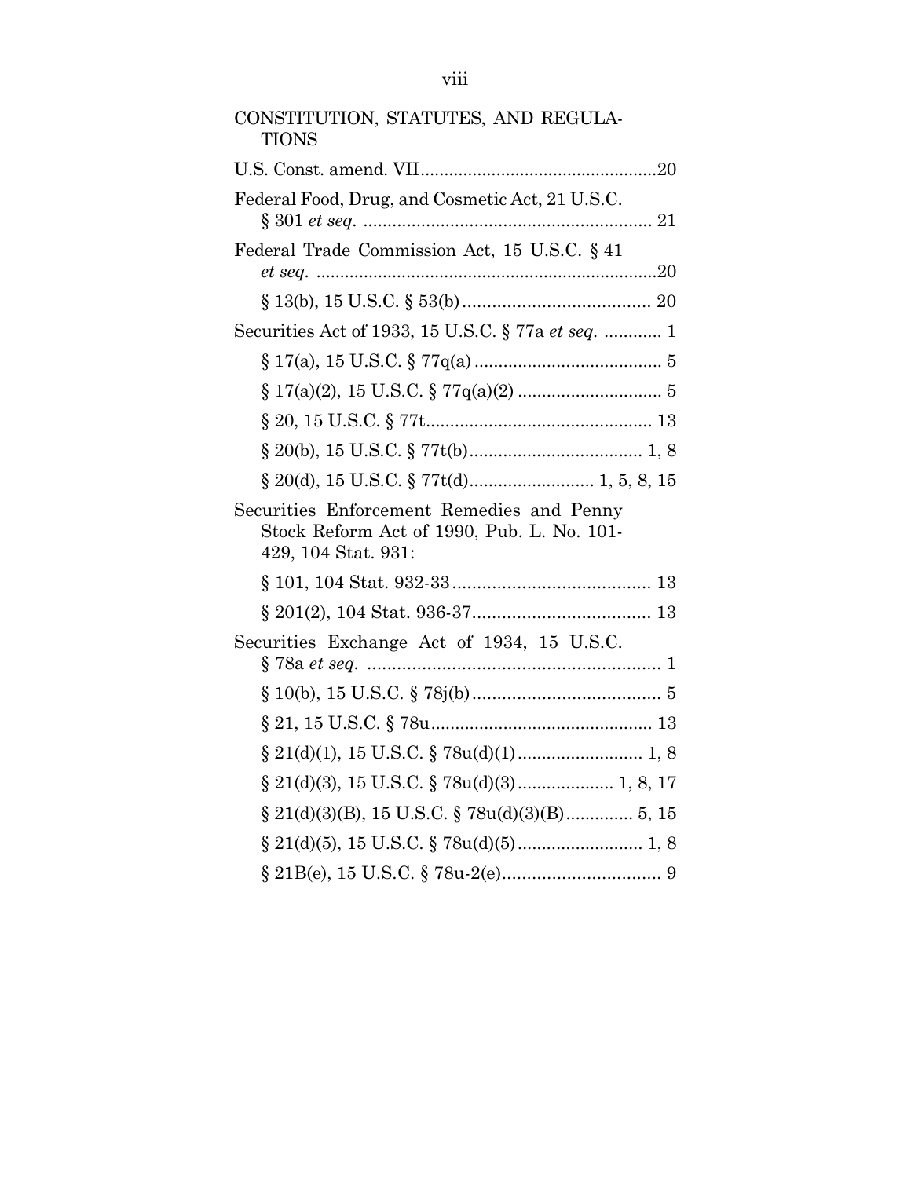CONSTITUTION, STATUTES, AND REGULATIONS

U.S. Const. amend. VII ........................................20

Federal Food, Drug, and Cosmetic Act, 21 U.S.C. § 301 *et seq.* ........................................ 21

Federal Trade Commission Act, 15 U.S.C. § 41 *et seq.* ........................................20

§ 13(b), 15 U.S.C. § 53(b) ........................................ 20

Securities Act of 1933, 15 U.S.C. § 77a *et seq.* ............ 1

§ 17(a), 15 U.S.C. § 77q(a) ........................................ 5

§ 17(a)(2), 15 U.S.C. § 77q(a)(2) ........................................ 5

§ 20, 15 U.S.C. § 77t ........................................ 13

§ 20(b), 15 U.S.C. § 77t(b) ........................................ 1, 8

§ 20(d), 15 U.S.C. § 77t(d) ........................................ 1, 5, 8, 15

Securities Enforcement Remedies and Penny Stock Reform Act of 1990, Pub. L. No. 101-429, 104 Stat. 931:

§ 101, 104 Stat. 932-33 ........................................ 13

§ 201(2), 104 Stat. 936-37 ........................................ 13

Securities Exchange Act of 1934, 15 U.S.C. § 78a *et seq.* ........................................ 1

§ 10(b), 15 U.S.C. § 78j(b) ........................................ 5

§ 21, 15 U.S.C. § 78u ........................................ 13

§ 21(d)(1), 15 U.S.C. § 78u(d)(1) ........................................ 1, 8

§ 21(d)(3), 15 U.S.C. § 78u(d)(3) ........................................ 1, 8, 17

§ 21(d)(3)(B), 15 U.S.C. § 78u(d)(3)(B) ............. 5, 15

§ 21(d)(5), 15 U.S.C. § 78u(d)(5) ........................................ 1, 8

§ 21B(e), 15 U.S.C. § 78u-2(e) ........................................ 9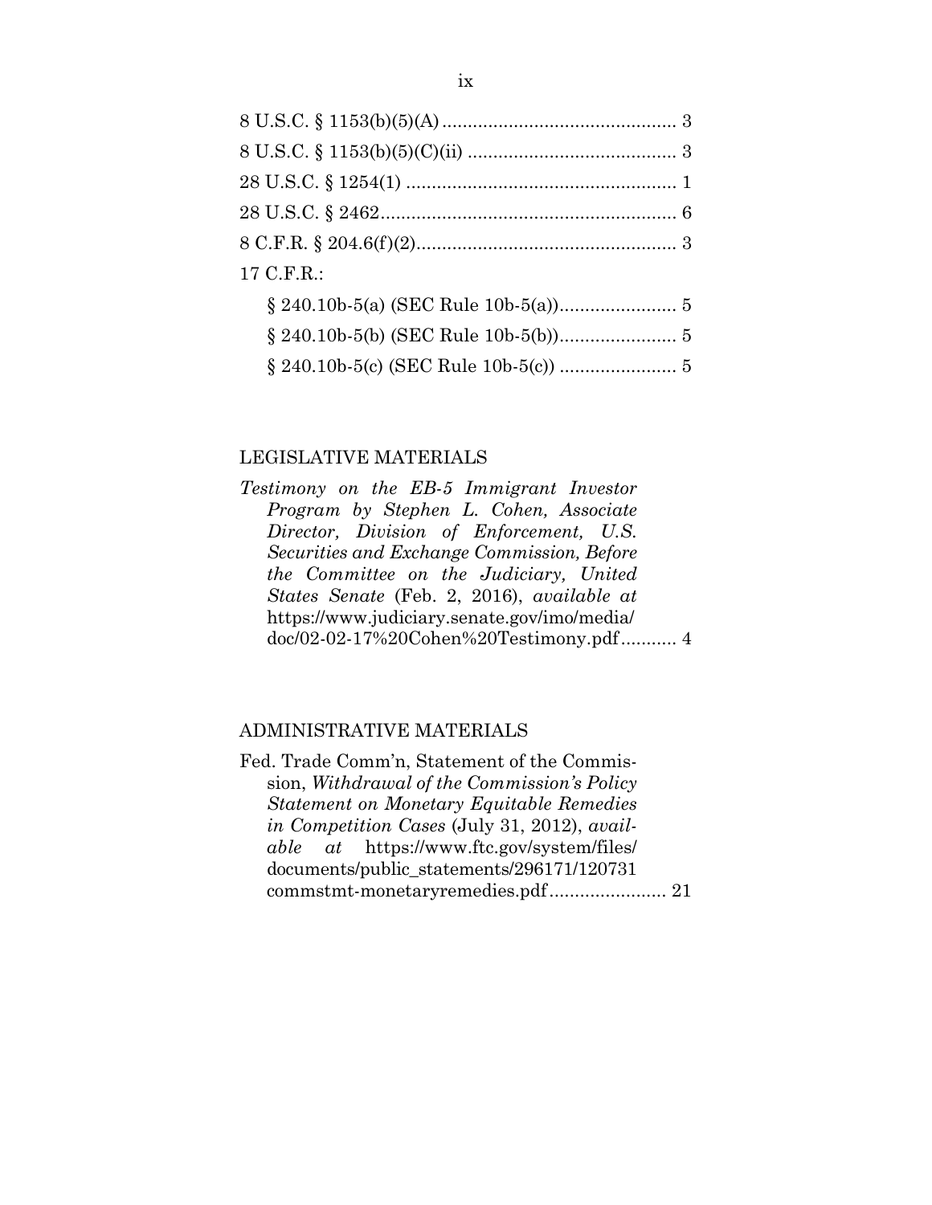8 U.S.C. § 1153(b)(5)(A) .............................................. 3

8 U.S.C. § 1153(b)(5)(C)(ii) ......................................... 3

28 U.S.C. § 1254(1) ..................................................... 1

28 U.S.C. § 2462........................................................... 6

8 C.F.R. § 204.6(f)(2)................................................... 3

17 C.F.R.:

 § 240.10b-5(a) (SEC Rule 10b-5(a))....................... 5

 § 240.10b-5(b) (SEC Rule 10b-5(b))....................... 5

 § 240.10b-5(c) (SEC Rule 10b-5(c)) ....................... 5

LEGISLATIVE MATERIALS

*Testimony on the EB-5 Immigrant Investor Program by Stephen L. Cohen, Associate Director, Division of Enforcement, U.S. Securities and Exchange Commission, Before the Committee on the Judiciary, United States Senate* (Feb. 2, 2016), *available at* https://www.judiciary.senate.gov/imo/media/doc/02-02-17%20Cohen%20Testimony.pdf........... 4

ADMINISTRATIVE MATERIALS

Fed. Trade Comm'n, Statement of the Commission, *Withdrawal of the Commission's Policy Statement on Monetary Equitable Remedies in Competition Cases* (July 31, 2012), *available at* https://www.ftc.gov/system/files/documents/public_statements/296171/120731commstmt-monetaryremedies.pdf....................... 21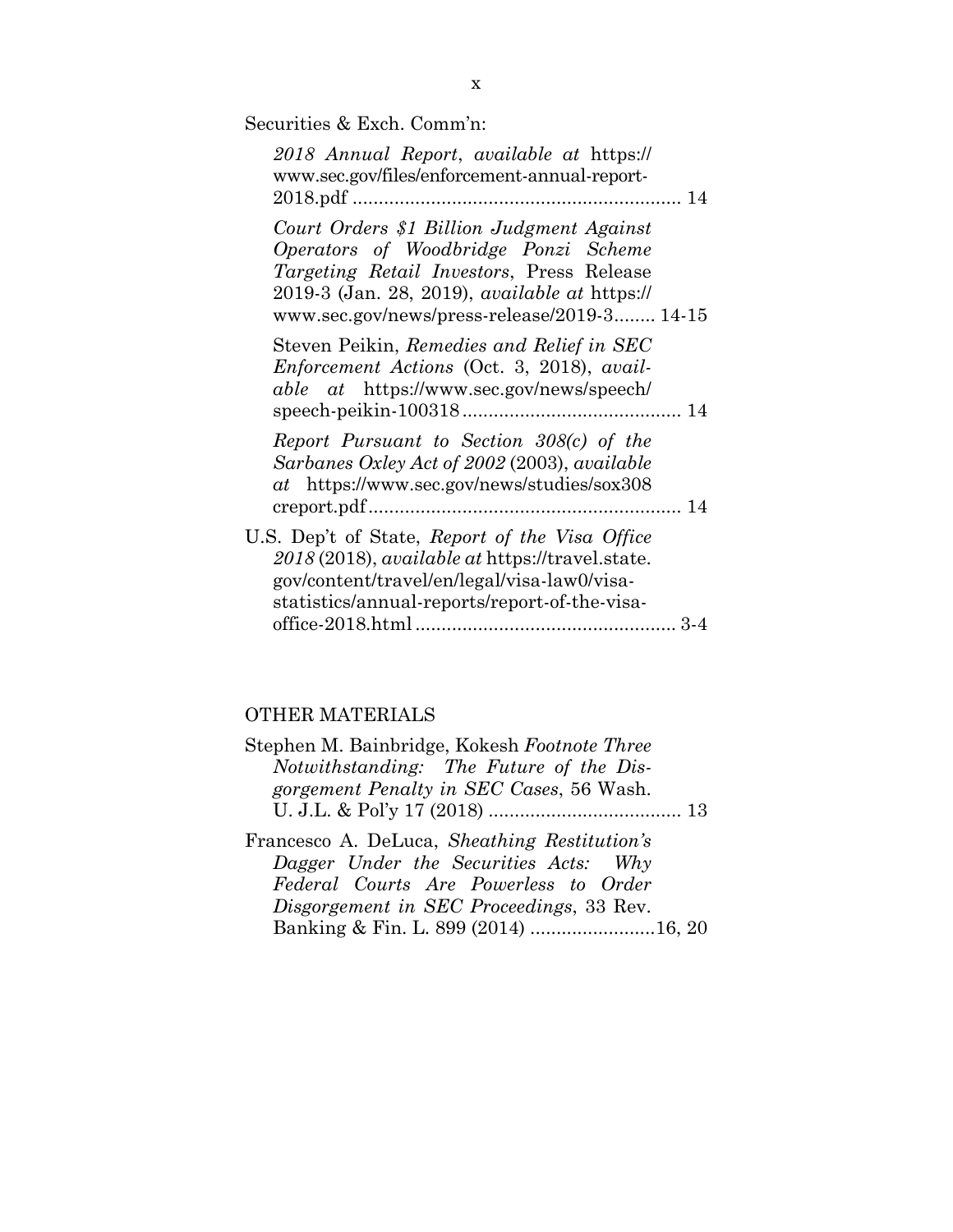Securities & Exch. Comm'n:

*2018 Annual Report*, *available at* https://www.sec.gov/files/enforcement-annual-report-2018.pdf ............................................................ 14

*Court Orders $1 Billion Judgment Against Operators of Woodbridge Ponzi Scheme Targeting Retail Investors*, Press Release 2019-3 (Jan. 28, 2019), *available at* https://www.sec.gov/news/press-release/2019-3........ 14-15

Steven Peikin, *Remedies and Relief in SEC Enforcement Actions* (Oct. 3, 2018), *available at* https://www.sec.gov/news/speech/speech-peikin-100318......................................... 14

*Report Pursuant to Section 308(c) of the Sarbanes Oxley Act of 2002* (2003), *available at* https://www.sec.gov/news/studies/sox308creport.pdf........................................................... 14

U.S. Dep't of State, *Report of the Visa Office 2018* (2018), *available at* https://travel.state.gov/content/travel/en/legal/visa-law0/visa-statistics/annual-reports/report-of-the-visa-office-2018.html................................................. 3-4

## OTHER MATERIALS

Stephen M. Bainbridge, Kokesh *Footnote Three Notwithstanding: The Future of the Disgorgement Penalty in SEC Cases*, 56 Wash. U. J.L. & Pol'y 17 (2018) .................................... 13

Francesco A. DeLuca, *Sheathing Restitution's Dagger Under the Securities Acts: Why Federal Courts Are Powerless to Order Disgorgement in SEC Proceedings*, 33 Rev. Banking & Fin. L. 899 (2014) ........................16, 20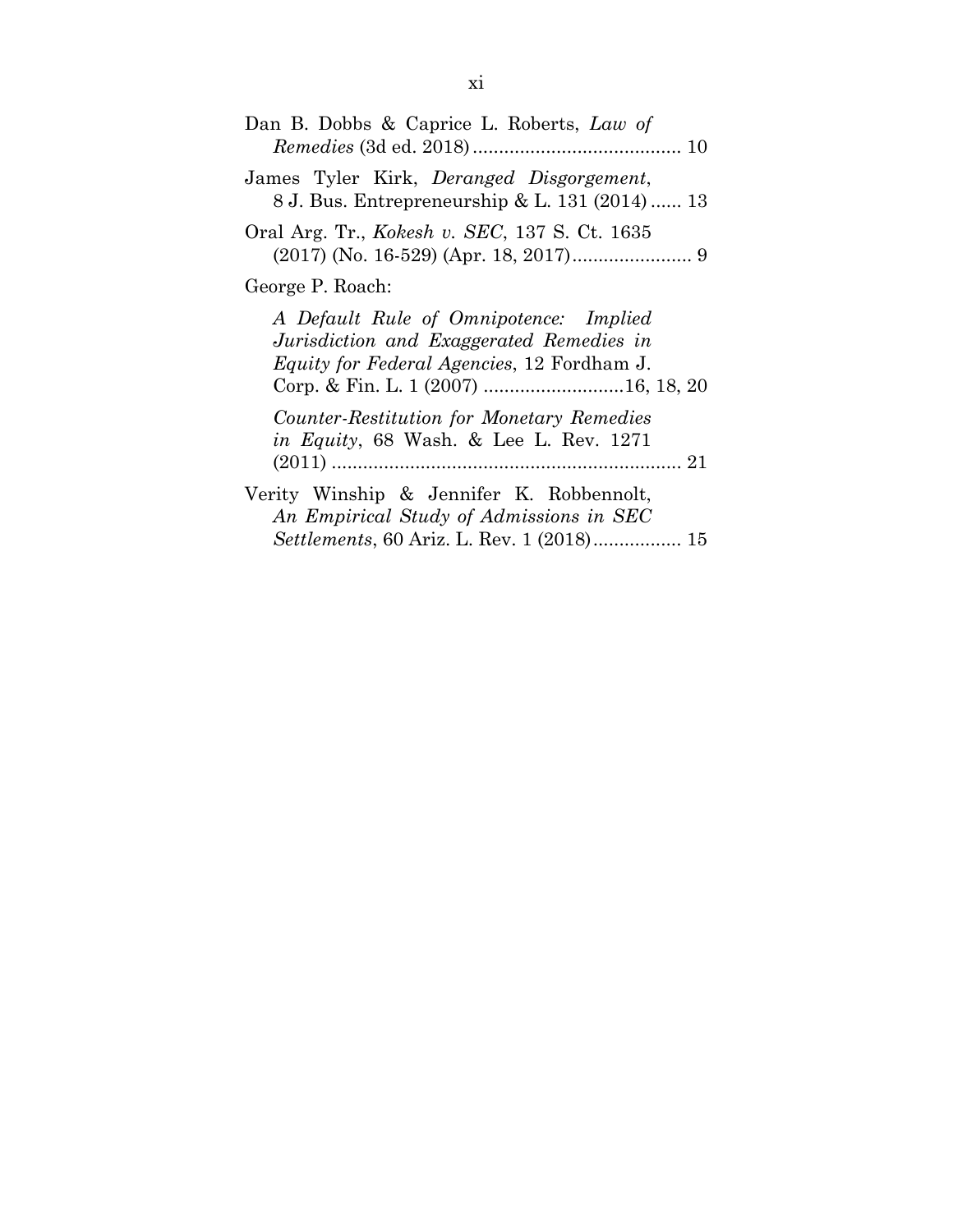Dan B. Dobbs & Caprice L. Roberts, *Law of Remedies* (3d ed. 2018) ........................................ 10

James Tyler Kirk, *Deranged Disgorgement*, 8 J. Bus. Entrepreneurship & L. 131 (2014) ...... 13

Oral Arg. Tr., *Kokesh v. SEC*, 137 S. Ct. 1635 (2017) (No. 16-529) (Apr. 18, 2017) ....................... 9

George P. Roach:

*A Default Rule of Omnipotence: Implied Jurisdiction and Exaggerated Remedies in Equity for Federal Agencies*, 12 Fordham J. Corp. & Fin. L. 1 (2007) ...........................16, 18, 20

*Counter-Restitution for Monetary Remedies in Equity*, 68 Wash. & Lee L. Rev. 1271 (2011) .................................................................... 21

Verity Winship & Jennifer K. Robbennolt, *An Empirical Study of Admissions in SEC Settlements*, 60 Ariz. L. Rev. 1 (2018) ................. 15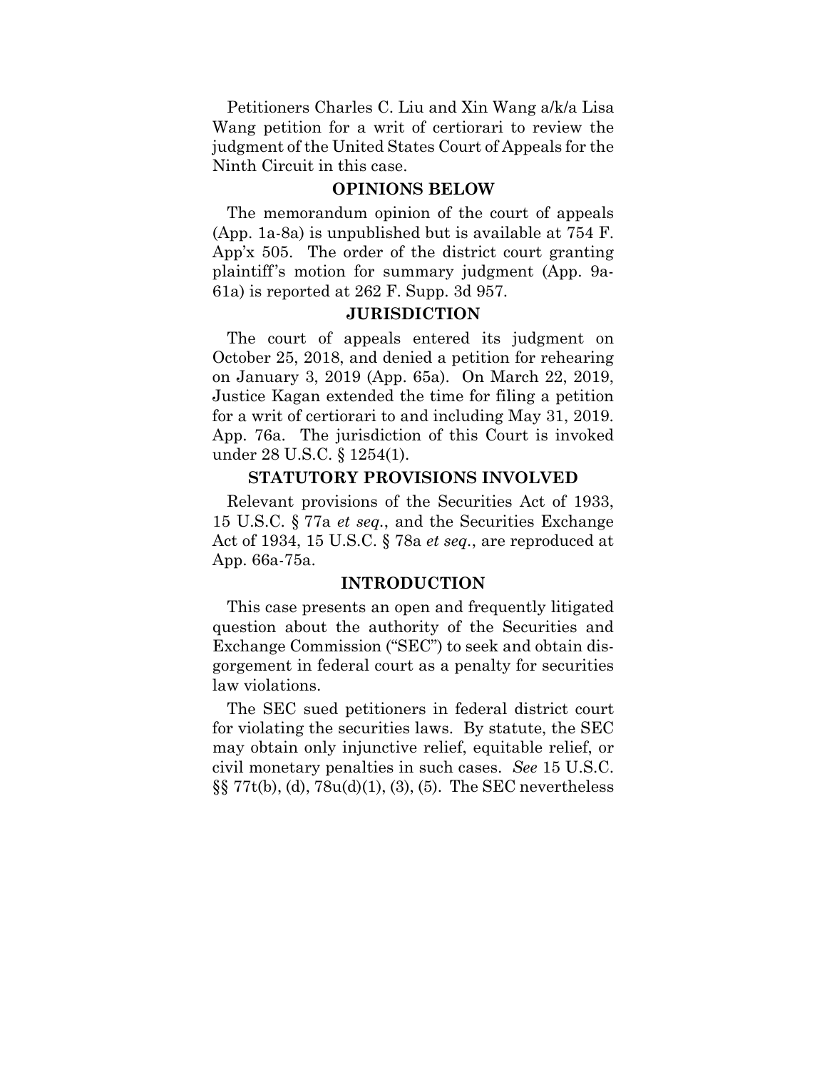Petitioners Charles C. Liu and Xin Wang a/k/a Lisa Wang petition for a writ of certiorari to review the judgment of the United States Court of Appeals for the Ninth Circuit in this case.

## OPINIONS BELOW

The memorandum opinion of the court of appeals (App. 1a-8a) is unpublished but is available at 754 F. App'x 505. The order of the district court granting plaintiff's motion for summary judgment (App. 9a-61a) is reported at 262 F. Supp. 3d 957.

## JURISDICTION

The court of appeals entered its judgment on October 25, 2018, and denied a petition for rehearing on January 3, 2019 (App. 65a). On March 22, 2019, Justice Kagan extended the time for filing a petition for a writ of certiorari to and including May 31, 2019. App. 76a. The jurisdiction of this Court is invoked under 28 U.S.C. § 1254(1).

## STATUTORY PROVISIONS INVOLVED

Relevant provisions of the Securities Act of 1933, 15 U.S.C. § 77a *et seq.*, and the Securities Exchange Act of 1934, 15 U.S.C. § 78a *et seq.*, are reproduced at App. 66a-75a.

## INTRODUCTION

This case presents an open and frequently litigated question about the authority of the Securities and Exchange Commission ("SEC") to seek and obtain disgorgement in federal court as a penalty for securities law violations.

The SEC sued petitioners in federal district court for violating the securities laws. By statute, the SEC may obtain only injunctive relief, equitable relief, or civil monetary penalties in such cases. *See* 15 U.S.C. §§ 77t(b), (d), 78u(d)(1), (3), (5). The SEC nevertheless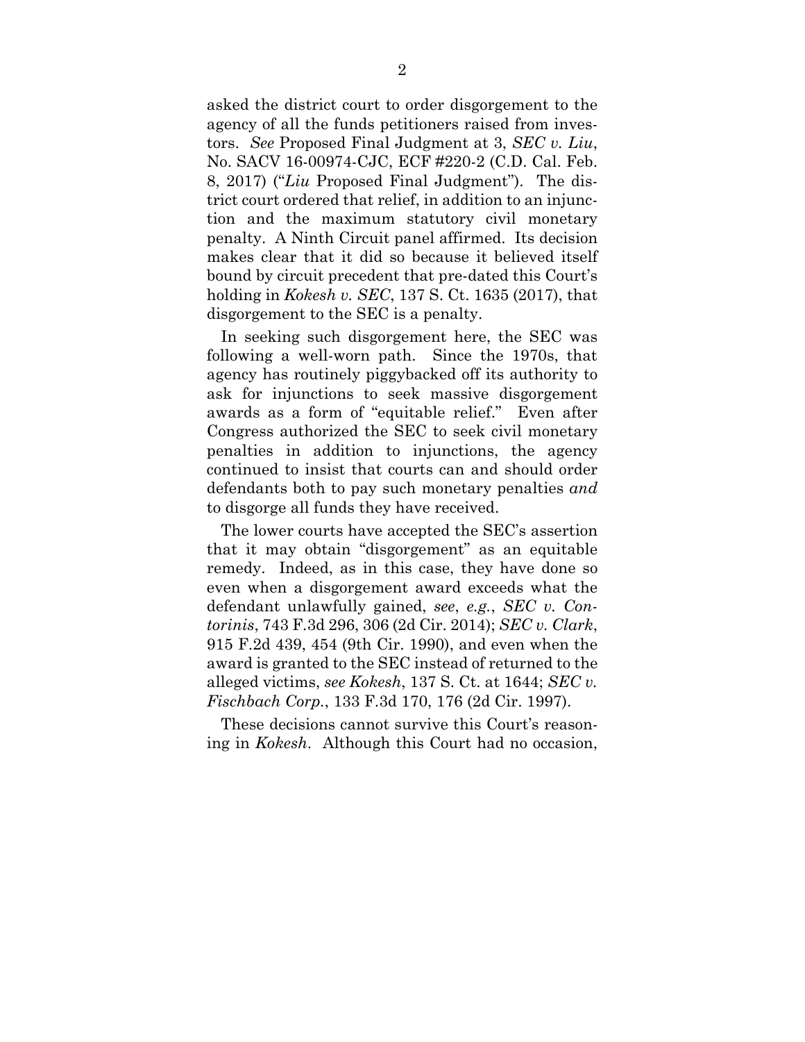asked the district court to order disgorgement to the agency of all the funds petitioners raised from investors. *See* Proposed Final Judgment at 3, *SEC v. Liu*, No. SACV 16-00974-CJC, ECF #220-2 (C.D. Cal. Feb. 8, 2017) ("*Liu* Proposed Final Judgment"). The district court ordered that relief, in addition to an injunction and the maximum statutory civil monetary penalty. A Ninth Circuit panel affirmed. Its decision makes clear that it did so because it believed itself bound by circuit precedent that pre-dated this Court's holding in *Kokesh v. SEC*, 137 S. Ct. 1635 (2017), that disgorgement to the SEC is a penalty.

In seeking such disgorgement here, the SEC was following a well-worn path. Since the 1970s, that agency has routinely piggybacked off its authority to ask for injunctions to seek massive disgorgement awards as a form of "equitable relief." Even after Congress authorized the SEC to seek civil monetary penalties in addition to injunctions, the agency continued to insist that courts can and should order defendants both to pay such monetary penalties *and* to disgorge all funds they have received.

The lower courts have accepted the SEC's assertion that it may obtain "disgorgement" as an equitable remedy. Indeed, as in this case, they have done so even when a disgorgement award exceeds what the defendant unlawfully gained, *see*, *e.g.*, *SEC v. Contorinis*, 743 F.3d 296, 306 (2d Cir. 2014); *SEC v. Clark*, 915 F.2d 439, 454 (9th Cir. 1990), and even when the award is granted to the SEC instead of returned to the alleged victims, *see Kokesh*, 137 S. Ct. at 1644; *SEC v. Fischbach Corp.*, 133 F.3d 170, 176 (2d Cir. 1997).

These decisions cannot survive this Court's reasoning in *Kokesh*. Although this Court had no occasion,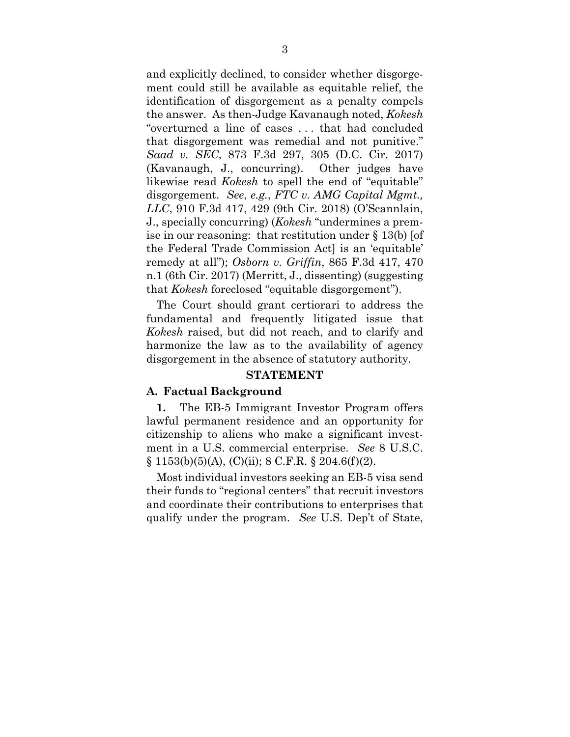and explicitly declined, to consider whether disgorgement could still be available as equitable relief, the identification of disgorgement as a penalty compels the answer. As then-Judge Kavanaugh noted, *Kokesh* "overturned a line of cases . . . that had concluded that disgorgement was remedial and not punitive." *Saad v. SEC*, 873 F.3d 297, 305 (D.C. Cir. 2017) (Kavanaugh, J., concurring). Other judges have likewise read *Kokesh* to spell the end of "equitable" disgorgement. *See*, *e.g.*, *FTC v. AMG Capital Mgmt., LLC*, 910 F.3d 417, 429 (9th Cir. 2018) (O'Scannlain, J., specially concurring) (*Kokesh* "undermines a premise in our reasoning: that restitution under § 13(b) [of the Federal Trade Commission Act] is an 'equitable' remedy at all"); *Osborn v. Griffin*, 865 F.3d 417, 470 n.1 (6th Cir. 2017) (Merritt, J., dissenting) (suggesting that *Kokesh* foreclosed "equitable disgorgement").

The Court should grant certiorari to address the fundamental and frequently litigated issue that *Kokesh* raised, but did not reach, and to clarify and harmonize the law as to the availability of agency disgorgement in the absence of statutory authority.

## STATEMENT

### A. Factual Background

**1.** The EB-5 Immigrant Investor Program offers lawful permanent residence and an opportunity for citizenship to aliens who make a significant investment in a U.S. commercial enterprise. *See* 8 U.S.C. § 1153(b)(5)(A), (C)(ii); 8 C.F.R. § 204.6(f)(2).

Most individual investors seeking an EB-5 visa send their funds to "regional centers" that recruit investors and coordinate their contributions to enterprises that qualify under the program. *See* U.S. Dep't of State,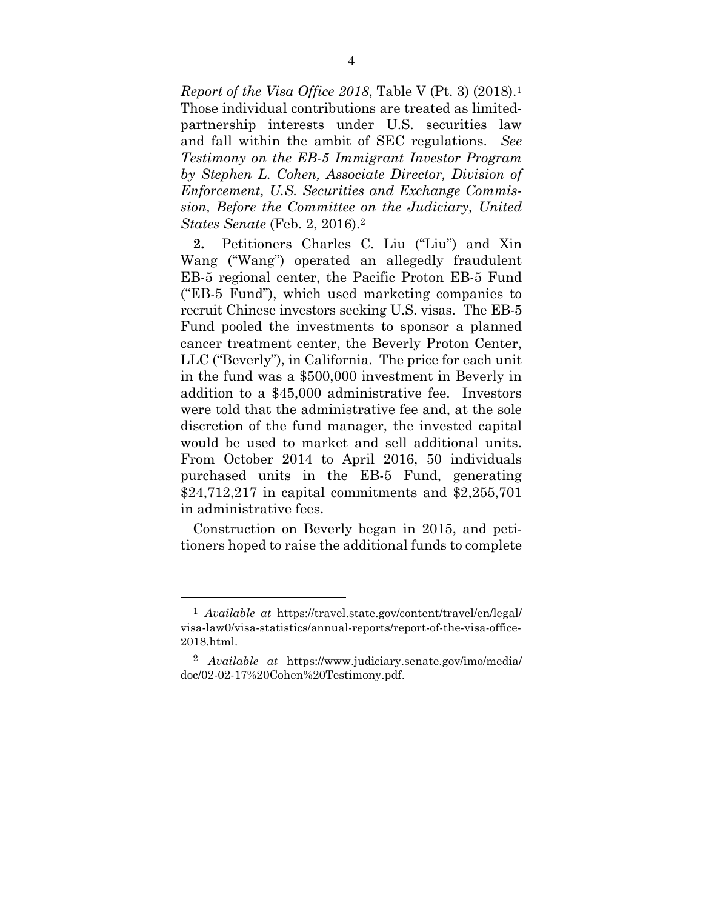*Report of the Visa Office 2018*, Table V (Pt. 3) (2018).[1] Those individual contributions are treated as limited-partnership interests under U.S. securities law and fall within the ambit of SEC regulations. *See Testimony on the EB-5 Immigrant Investor Program by Stephen L. Cohen, Associate Director, Division of Enforcement, U.S. Securities and Exchange Commission, Before the Committee on the Judiciary, United States Senate* (Feb. 2, 2016).[2]

**2.** Petitioners Charles C. Liu ("Liu") and Xin Wang ("Wang") operated an allegedly fraudulent EB-5 regional center, the Pacific Proton EB-5 Fund ("EB-5 Fund"), which used marketing companies to recruit Chinese investors seeking U.S. visas. The EB-5 Fund pooled the investments to sponsor a planned cancer treatment center, the Beverly Proton Center, LLC ("Beverly"), in California. The price for each unit in the fund was a $500,000 investment in Beverly in addition to a $45,000 administrative fee. Investors were told that the administrative fee and, at the sole discretion of the fund manager, the invested capital would be used to market and sell additional units. From October 2014 to April 2016, 50 individuals purchased units in the EB-5 Fund, generating $24,712,217 in capital commitments and $2,255,701 in administrative fees.

Construction on Beverly began in 2015, and petitioners hoped to raise the additional funds to complete

---

[1] *Available at* https://travel.state.gov/content/travel/en/legal/visa-law0/visa-statistics/annual-reports/report-of-the-visa-office-2018.html.

[2] *Available at* https://www.judiciary.senate.gov/imo/media/doc/02-02-17%20Cohen%20Testimony.pdf.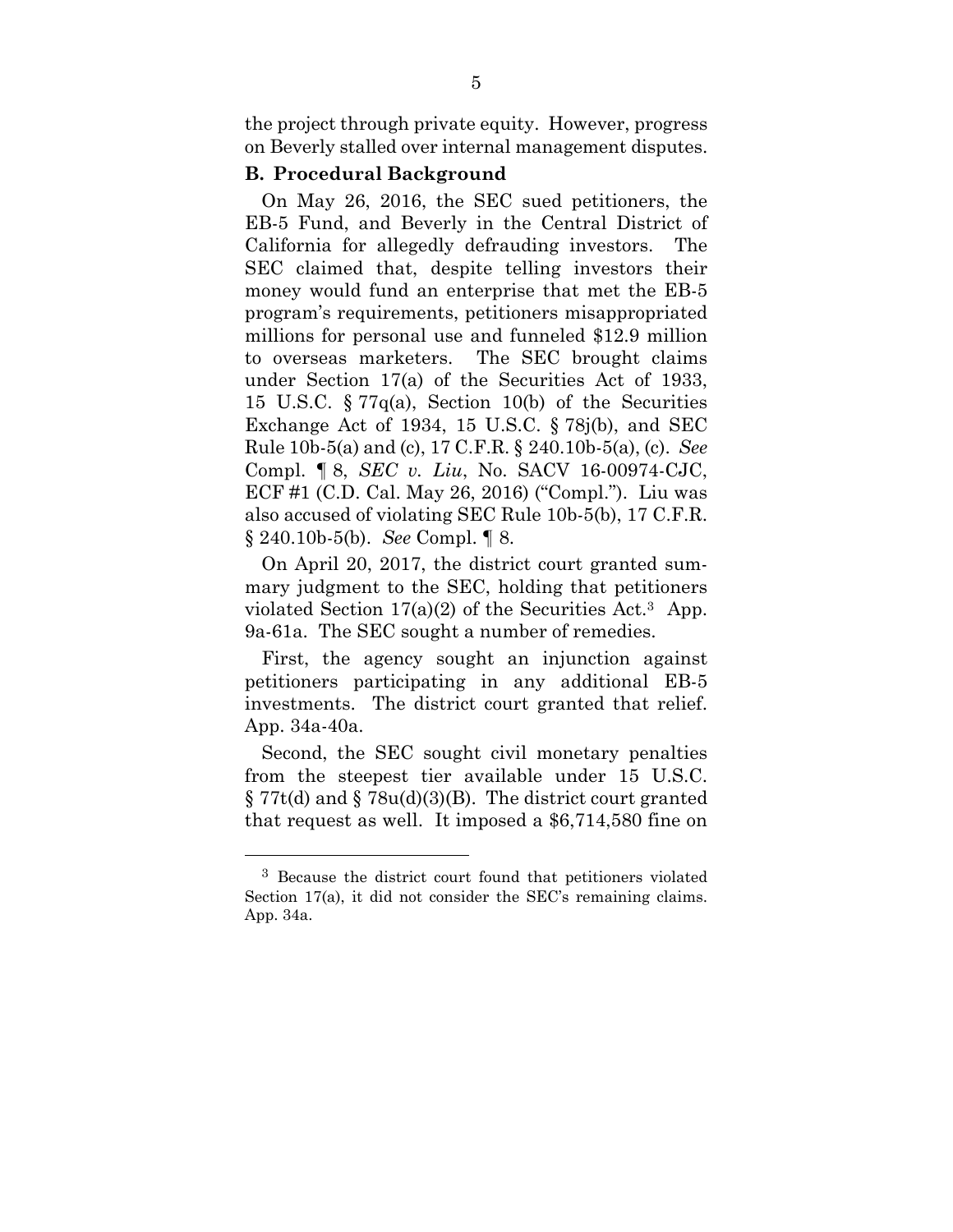the project through private equity. However, progress on Beverly stalled over internal management disputes.

### B. Procedural Background

On May 26, 2016, the SEC sued petitioners, the EB-5 Fund, and Beverly in the Central District of California for allegedly defrauding investors. The SEC claimed that, despite telling investors their money would fund an enterprise that met the EB-5 program's requirements, petitioners misappropriated millions for personal use and funneled $12.9 million to overseas marketers. The SEC brought claims under Section 17(a) of the Securities Act of 1933, 15 U.S.C. § 77q(a), Section 10(b) of the Securities Exchange Act of 1934, 15 U.S.C. § 78j(b), and SEC Rule 10b-5(a) and (c), 17 C.F.R. § 240.10b-5(a), (c). *See* Compl. ¶ 8, *SEC v. Liu*, No. SACV 16-00974-CJC, ECF #1 (C.D. Cal. May 26, 2016) ("Compl."). Liu was also accused of violating SEC Rule 10b-5(b), 17 C.F.R. § 240.10b-5(b). *See* Compl. ¶ 8.

On April 20, 2017, the district court granted summary judgment to the SEC, holding that petitioners violated Section 17(a)(2) of the Securities Act.[3] App. 9a-61a. The SEC sought a number of remedies.

First, the agency sought an injunction against petitioners participating in any additional EB-5 investments. The district court granted that relief. App. 34a-40a.

Second, the SEC sought civil monetary penalties from the steepest tier available under 15 U.S.C. § 77t(d) and § 78u(d)(3)(B). The district court granted that request as well. It imposed a $6,714,580 fine on

---

[3] Because the district court found that petitioners violated Section 17(a), it did not consider the SEC's remaining claims. App. 34a.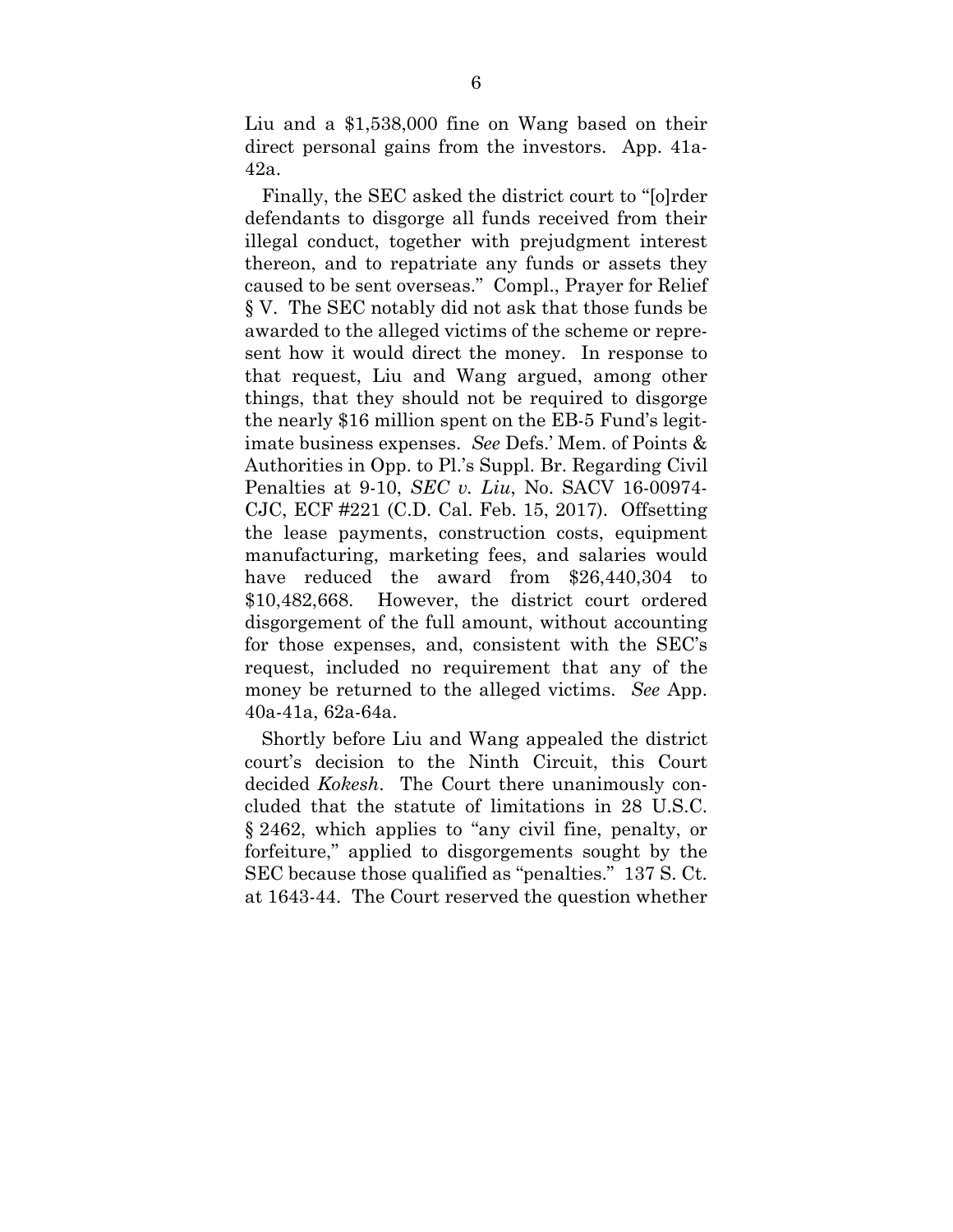Liu and a $1,538,000 fine on Wang based on their direct personal gains from the investors. App. 41a-42a.

Finally, the SEC asked the district court to "[o]rder defendants to disgorge all funds received from their illegal conduct, together with prejudgment interest thereon, and to repatriate any funds or assets they caused to be sent overseas." Compl., Prayer for Relief § V. The SEC notably did not ask that those funds be awarded to the alleged victims of the scheme or represent how it would direct the money. In response to that request, Liu and Wang argued, among other things, that they should not be required to disgorge the nearly $16 million spent on the EB-5 Fund's legitimate business expenses. *See* Defs.' Mem. of Points & Authorities in Opp. to Pl.'s Suppl. Br. Regarding Civil Penalties at 9-10, *SEC v. Liu*, No. SACV 16-00974-CJC, ECF #221 (C.D. Cal. Feb. 15, 2017). Offsetting the lease payments, construction costs, equipment manufacturing, marketing fees, and salaries would have reduced the award from $26,440,304 to $10,482,668. However, the district court ordered disgorgement of the full amount, without accounting for those expenses, and, consistent with the SEC's request, included no requirement that any of the money be returned to the alleged victims. *See* App. 40a-41a, 62a-64a.

Shortly before Liu and Wang appealed the district court's decision to the Ninth Circuit, this Court decided *Kokesh*. The Court there unanimously concluded that the statute of limitations in 28 U.S.C. § 2462, which applies to "any civil fine, penalty, or forfeiture," applied to disgorgements sought by the SEC because those qualified as "penalties." 137 S. Ct. at 1643-44. The Court reserved the question whether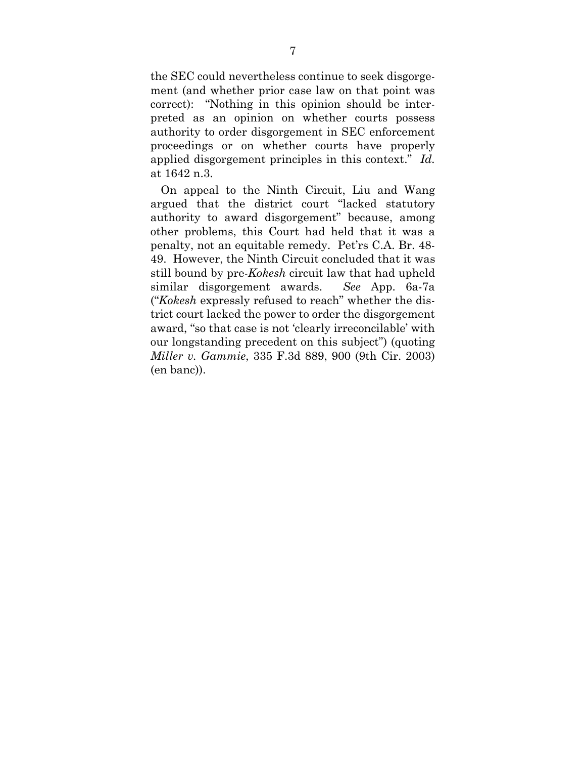the SEC could nevertheless continue to seek disgorgement (and whether prior case law on that point was correct): "Nothing in this opinion should be interpreted as an opinion on whether courts possess authority to order disgorgement in SEC enforcement proceedings or on whether courts have properly applied disgorgement principles in this context." *Id.* at 1642 n.3.

On appeal to the Ninth Circuit, Liu and Wang argued that the district court "lacked statutory authority to award disgorgement" because, among other problems, this Court had held that it was a penalty, not an equitable remedy. Pet'rs C.A. Br. 48-49. However, the Ninth Circuit concluded that it was still bound by pre-*Kokesh* circuit law that had upheld similar disgorgement awards. *See* App. 6a-7a ("*Kokesh* expressly refused to reach" whether the district court lacked the power to order the disgorgement award, "so that case is not 'clearly irreconcilable' with our longstanding precedent on this subject") (quoting *Miller v. Gammie*, 335 F.3d 889, 900 (9th Cir. 2003) (en banc)).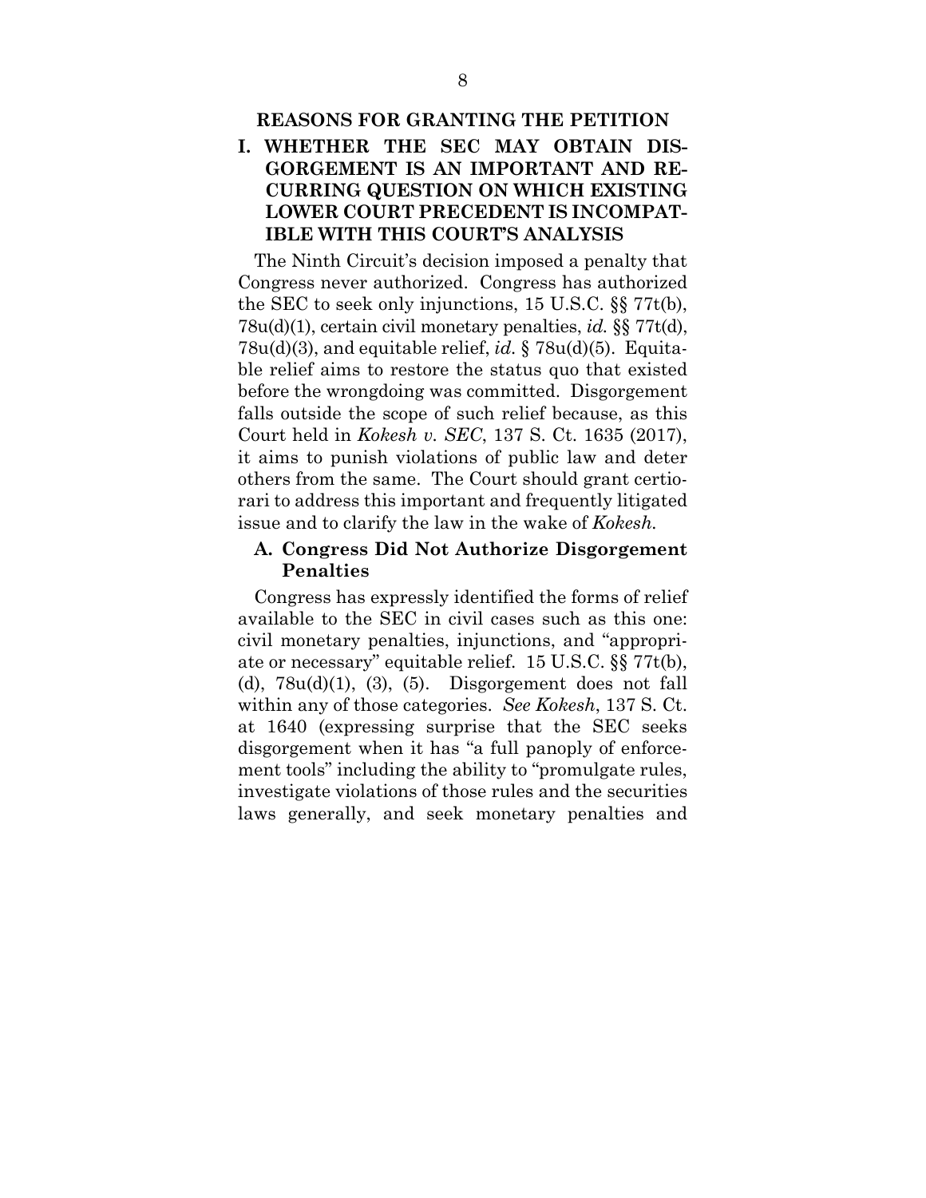## REASONS FOR GRANTING THE PETITION

### I. WHETHER THE SEC MAY OBTAIN DISGORGEMENT IS AN IMPORTANT AND RECURRING QUESTION ON WHICH EXISTING LOWER COURT PRECEDENT IS INCOMPATIBLE WITH THIS COURT'S ANALYSIS

The Ninth Circuit's decision imposed a penalty that Congress never authorized. Congress has authorized the SEC to seek only injunctions, 15 U.S.C. §§ 77t(b), 78u(d)(1), certain civil monetary penalties, *id.* §§ 77t(d), 78u(d)(3), and equitable relief, *id.* § 78u(d)(5). Equitable relief aims to restore the status quo that existed before the wrongdoing was committed. Disgorgement falls outside the scope of such relief because, as this Court held in *Kokesh v. SEC*, 137 S. Ct. 1635 (2017), it aims to punish violations of public law and deter others from the same. The Court should grant certiorari to address this important and frequently litigated issue and to clarify the law in the wake of *Kokesh*.

#### A. Congress Did Not Authorize Disgorgement Penalties

Congress has expressly identified the forms of relief available to the SEC in civil cases such as this one: civil monetary penalties, injunctions, and "appropriate or necessary" equitable relief. 15 U.S.C. §§ 77t(b), (d), 78u(d)(1), (3), (5). Disgorgement does not fall within any of those categories. *See Kokesh*, 137 S. Ct. at 1640 (expressing surprise that the SEC seeks disgorgement when it has "a full panoply of enforcement tools" including the ability to "promulgate rules, investigate violations of those rules and the securities laws generally, and seek monetary penalties and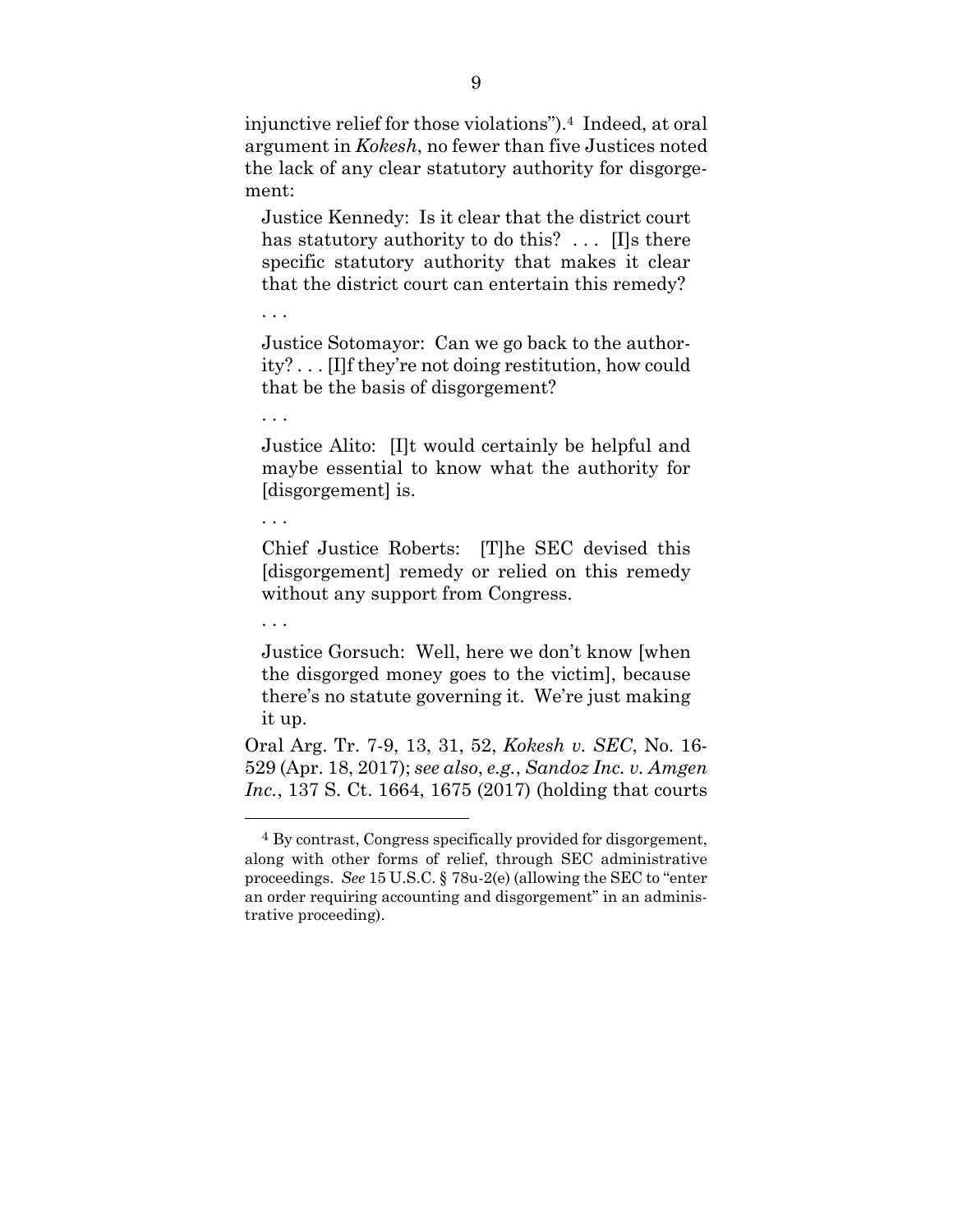injunctive relief for those violations").[4] Indeed, at oral argument in *Kokesh*, no fewer than five Justices noted the lack of any clear statutory authority for disgorgement:

> Justice Kennedy: Is it clear that the district court has statutory authority to do this? . . . [I]s there specific statutory authority that makes it clear that the district court can entertain this remedy?
>
> . . .
>
> Justice Sotomayor: Can we go back to the authority? . . . [I]f they're not doing restitution, how could that be the basis of disgorgement?
>
> . . .
>
> Justice Alito: [I]t would certainly be helpful and maybe essential to know what the authority for [disgorgement] is.
>
> . . .
>
> Chief Justice Roberts: [T]he SEC devised this [disgorgement] remedy or relied on this remedy without any support from Congress.
>
> . . .
>
> Justice Gorsuch: Well, here we don't know [when the disgorged money goes to the victim], because there's no statute governing it. We're just making it up.

Oral Arg. Tr. 7-9, 13, 31, 52, *Kokesh v. SEC*, No. 16-529 (Apr. 18, 2017); *see also*, *e.g.*, *Sandoz Inc. v. Amgen Inc.*, 137 S. Ct. 1664, 1675 (2017) (holding that courts

---

[4] By contrast, Congress specifically provided for disgorgement, along with other forms of relief, through SEC administrative proceedings. *See* 15 U.S.C. § 78u-2(e) (allowing the SEC to "enter an order requiring accounting and disgorgement" in an administrative proceeding).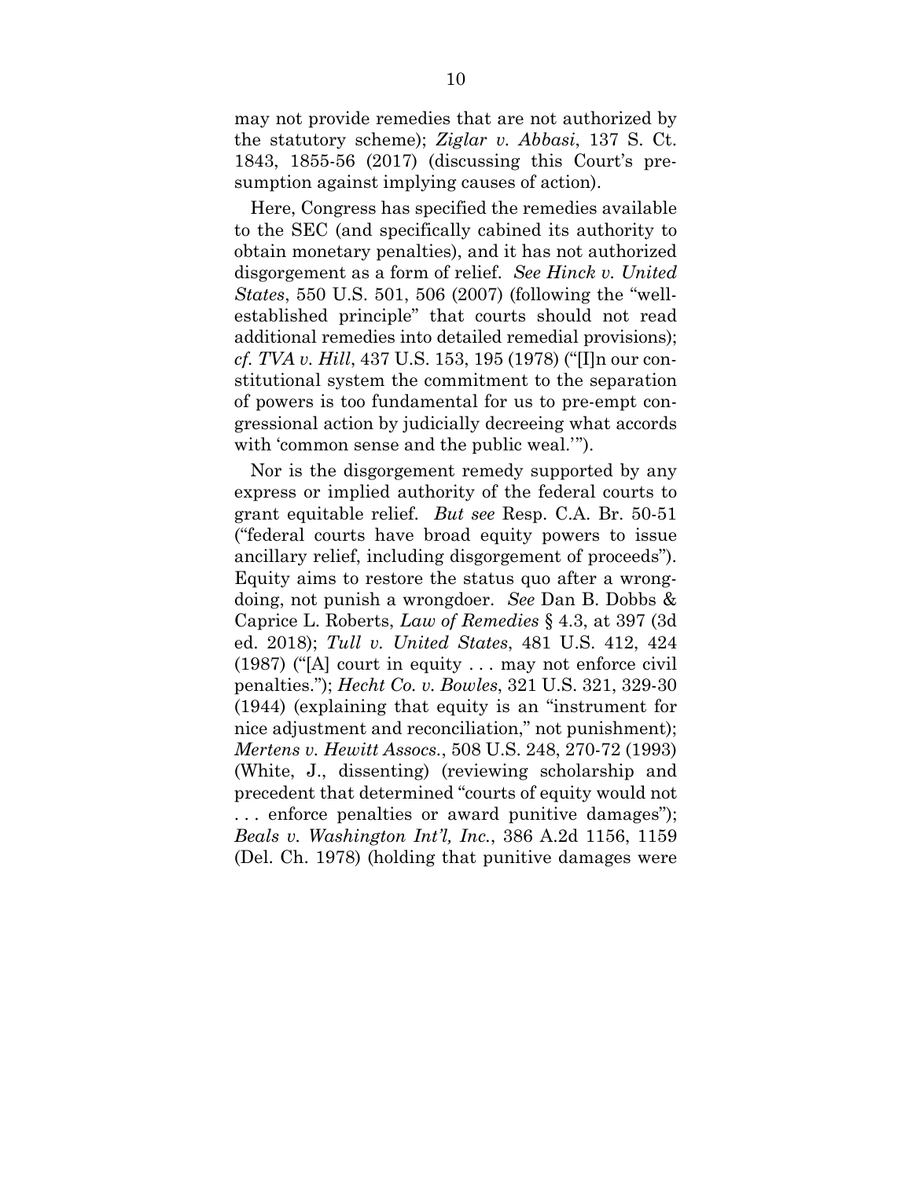may not provide remedies that are not authorized by the statutory scheme); *Ziglar v. Abbasi*, 137 S. Ct. 1843, 1855-56 (2017) (discussing this Court's presumption against implying causes of action).

Here, Congress has specified the remedies available to the SEC (and specifically cabined its authority to obtain monetary penalties), and it has not authorized disgorgement as a form of relief. *See Hinck v. United States*, 550 U.S. 501, 506 (2007) (following the "well-established principle" that courts should not read additional remedies into detailed remedial provisions); *cf. TVA v. Hill*, 437 U.S. 153, 195 (1978) ("[I]n our constitutional system the commitment to the separation of powers is too fundamental for us to pre-empt congressional action by judicially decreeing what accords with 'common sense and the public weal.'").

Nor is the disgorgement remedy supported by any express or implied authority of the federal courts to grant equitable relief. *But see* Resp. C.A. Br. 50-51 ("federal courts have broad equity powers to issue ancillary relief, including disgorgement of proceeds"). Equity aims to restore the status quo after a wrongdoing, not punish a wrongdoer. *See* Dan B. Dobbs & Caprice L. Roberts, *Law of Remedies* § 4.3, at 397 (3d ed. 2018); *Tull v. United States*, 481 U.S. 412, 424 (1987) ("[A] court in equity . . . may not enforce civil penalties."); *Hecht Co. v. Bowles*, 321 U.S. 321, 329-30 (1944) (explaining that equity is an "instrument for nice adjustment and reconciliation," not punishment); *Mertens v. Hewitt Assocs.*, 508 U.S. 248, 270-72 (1993) (White, J., dissenting) (reviewing scholarship and precedent that determined "courts of equity would not . . . enforce penalties or award punitive damages"); *Beals v. Washington Int'l, Inc.*, 386 A.2d 1156, 1159 (Del. Ch. 1978) (holding that punitive damages were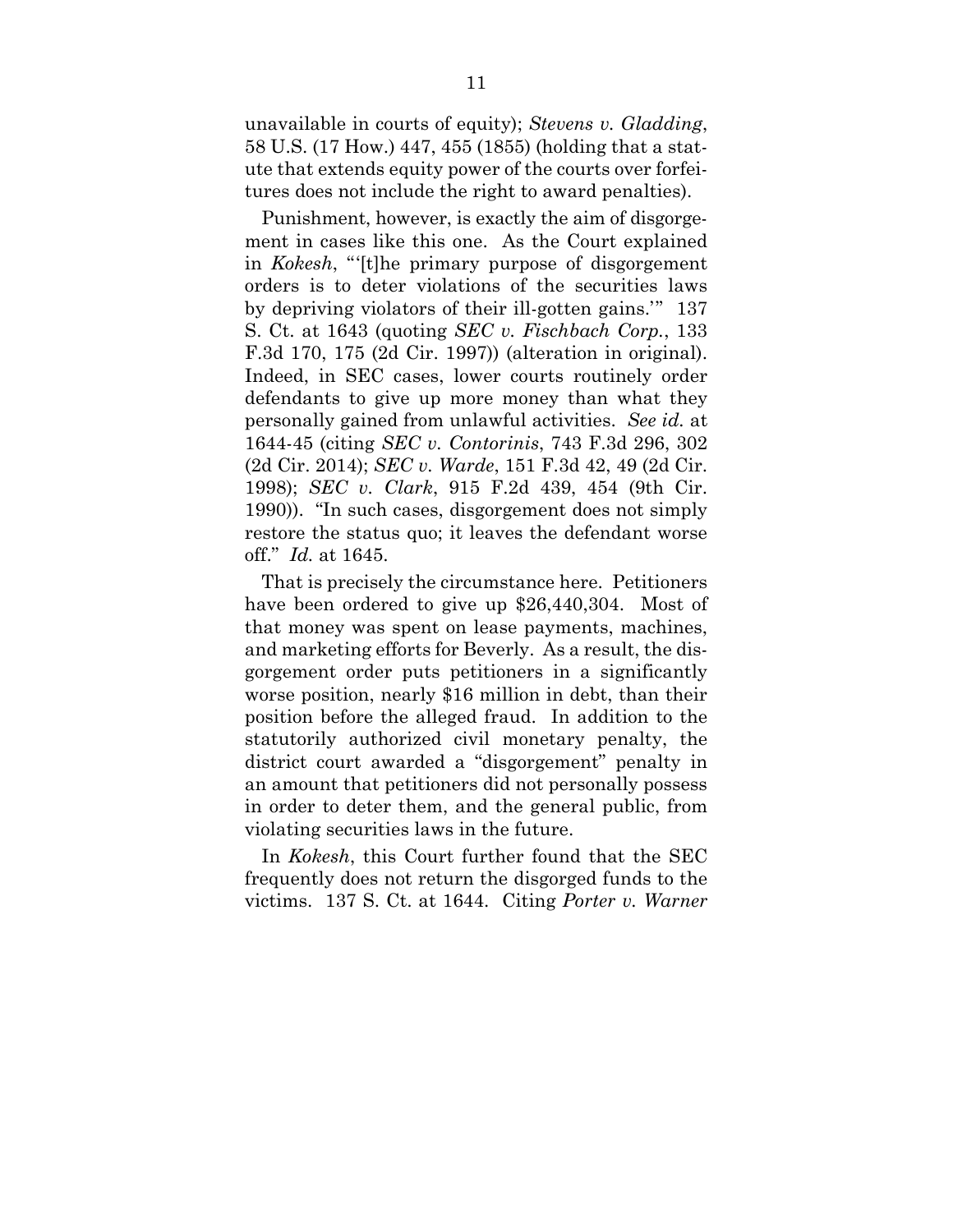unavailable in courts of equity); *Stevens v. Gladding*, 58 U.S. (17 How.) 447, 455 (1855) (holding that a statute that extends equity power of the courts over forfeitures does not include the right to award penalties).

Punishment, however, is exactly the aim of disgorgement in cases like this one. As the Court explained in *Kokesh*, "'[t]he primary purpose of disgorgement orders is to deter violations of the securities laws by depriving violators of their ill-gotten gains.'" 137 S. Ct. at 1643 (quoting *SEC v. Fischbach Corp.*, 133 F.3d 170, 175 (2d Cir. 1997)) (alteration in original). Indeed, in SEC cases, lower courts routinely order defendants to give up more money than what they personally gained from unlawful activities. *See id.* at 1644-45 (citing *SEC v. Contorinis*, 743 F.3d 296, 302 (2d Cir. 2014); *SEC v. Warde*, 151 F.3d 42, 49 (2d Cir. 1998); *SEC v. Clark*, 915 F.2d 439, 454 (9th Cir. 1990)). "In such cases, disgorgement does not simply restore the status quo; it leaves the defendant worse off." *Id.* at 1645.

That is precisely the circumstance here. Petitioners have been ordered to give up $26,440,304. Most of that money was spent on lease payments, machines, and marketing efforts for Beverly. As a result, the disgorgement order puts petitioners in a significantly worse position, nearly $16 million in debt, than their position before the alleged fraud. In addition to the statutorily authorized civil monetary penalty, the district court awarded a "disgorgement" penalty in an amount that petitioners did not personally possess in order to deter them, and the general public, from violating securities laws in the future.

In *Kokesh*, this Court further found that the SEC frequently does not return the disgorged funds to the victims. 137 S. Ct. at 1644. Citing *Porter v. Warner*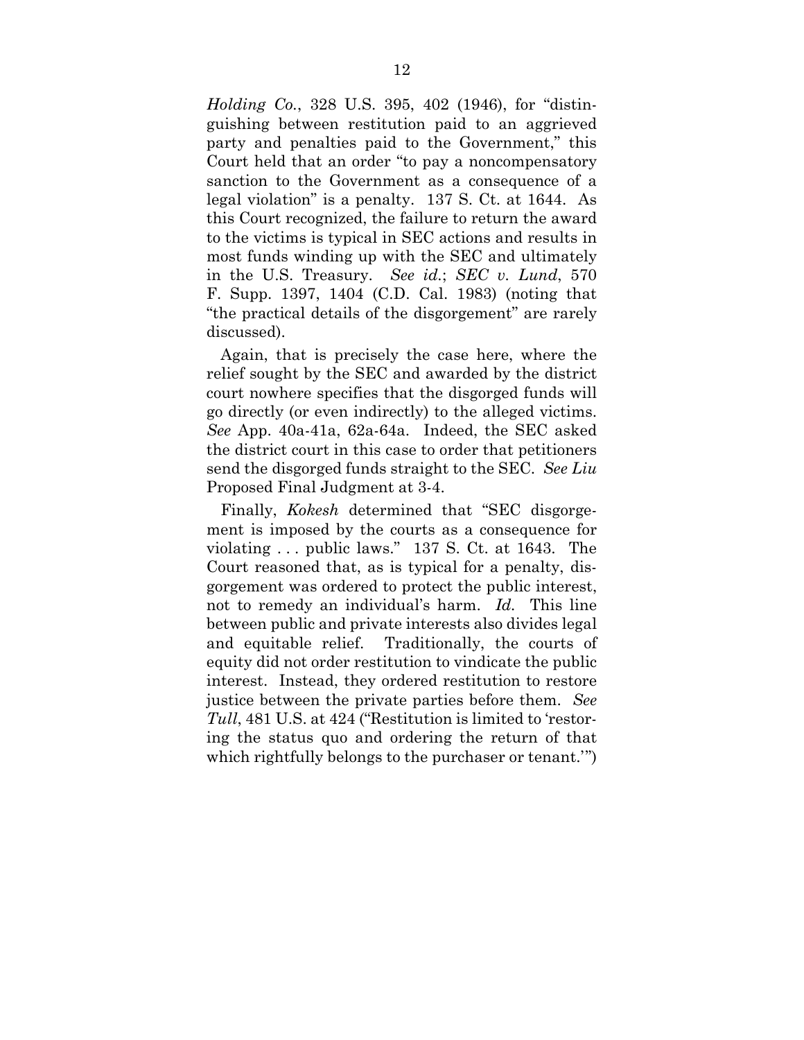*Holding Co.*, 328 U.S. 395, 402 (1946), for "distinguishing between restitution paid to an aggrieved party and penalties paid to the Government," this Court held that an order "to pay a noncompensatory sanction to the Government as a consequence of a legal violation" is a penalty. 137 S. Ct. at 1644. As this Court recognized, the failure to return the award to the victims is typical in SEC actions and results in most funds winding up with the SEC and ultimately in the U.S. Treasury. *See id.*; *SEC v. Lund*, 570 F. Supp. 1397, 1404 (C.D. Cal. 1983) (noting that "the practical details of the disgorgement" are rarely discussed).

Again, that is precisely the case here, where the relief sought by the SEC and awarded by the district court nowhere specifies that the disgorged funds will go directly (or even indirectly) to the alleged victims. *See* App. 40a-41a, 62a-64a. Indeed, the SEC asked the district court in this case to order that petitioners send the disgorged funds straight to the SEC. *See Liu* Proposed Final Judgment at 3-4.

Finally, *Kokesh* determined that "SEC disgorgement is imposed by the courts as a consequence for violating . . . public laws." 137 S. Ct. at 1643. The Court reasoned that, as is typical for a penalty, disgorgement was ordered to protect the public interest, not to remedy an individual's harm. *Id.* This line between public and private interests also divides legal and equitable relief. Traditionally, the courts of equity did not order restitution to vindicate the public interest. Instead, they ordered restitution to restore justice between the private parties before them. *See Tull*, 481 U.S. at 424 ("Restitution is limited to 'restoring the status quo and ordering the return of that which rightfully belongs to the purchaser or tenant.'")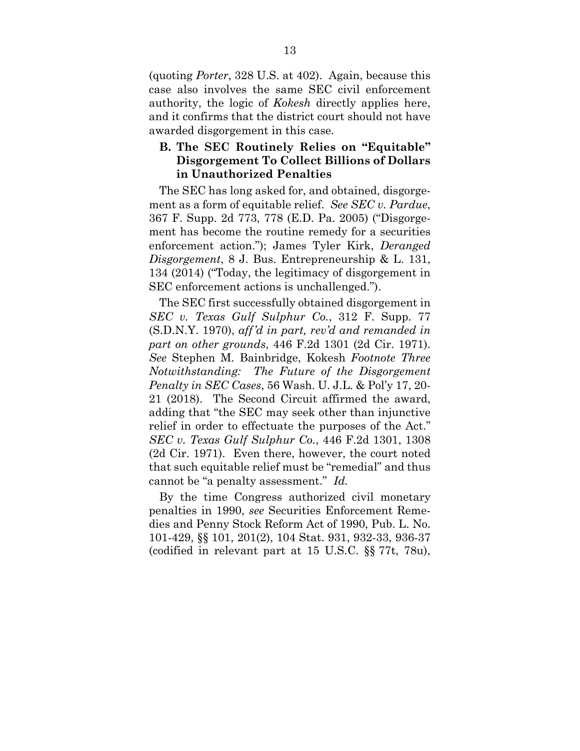(quoting *Porter*, 328 U.S. at 402). Again, because this case also involves the same SEC civil enforcement authority, the logic of *Kokesh* directly applies here, and it confirms that the district court should not have awarded disgorgement in this case.

### B. The SEC Routinely Relies on "Equitable" Disgorgement To Collect Billions of Dollars in Unauthorized Penalties

The SEC has long asked for, and obtained, disgorgement as a form of equitable relief. *See SEC v. Pardue*, 367 F. Supp. 2d 773, 778 (E.D. Pa. 2005) ("Disgorgement has become the routine remedy for a securities enforcement action."); James Tyler Kirk, *Deranged Disgorgement*, 8 J. Bus. Entrepreneurship & L. 131, 134 (2014) ("Today, the legitimacy of disgorgement in SEC enforcement actions is unchallenged.").

The SEC first successfully obtained disgorgement in *SEC v. Texas Gulf Sulphur Co.*, 312 F. Supp. 77 (S.D.N.Y. 1970), *aff'd in part, rev'd and remanded in part on other grounds*, 446 F.2d 1301 (2d Cir. 1971). *See* Stephen M. Bainbridge, Kokesh *Footnote Three Notwithstanding: The Future of the Disgorgement Penalty in SEC Cases*, 56 Wash. U. J.L. & Pol'y 17, 20-21 (2018). The Second Circuit affirmed the award, adding that "the SEC may seek other than injunctive relief in order to effectuate the purposes of the Act." *SEC v. Texas Gulf Sulphur Co.*, 446 F.2d 1301, 1308 (2d Cir. 1971). Even there, however, the court noted that such equitable relief must be "remedial" and thus cannot be "a penalty assessment." *Id.*

By the time Congress authorized civil monetary penalties in 1990, *see* Securities Enforcement Remedies and Penny Stock Reform Act of 1990, Pub. L. No. 101-429, §§ 101, 201(2), 104 Stat. 931, 932-33, 936-37 (codified in relevant part at 15 U.S.C. §§ 77t, 78u),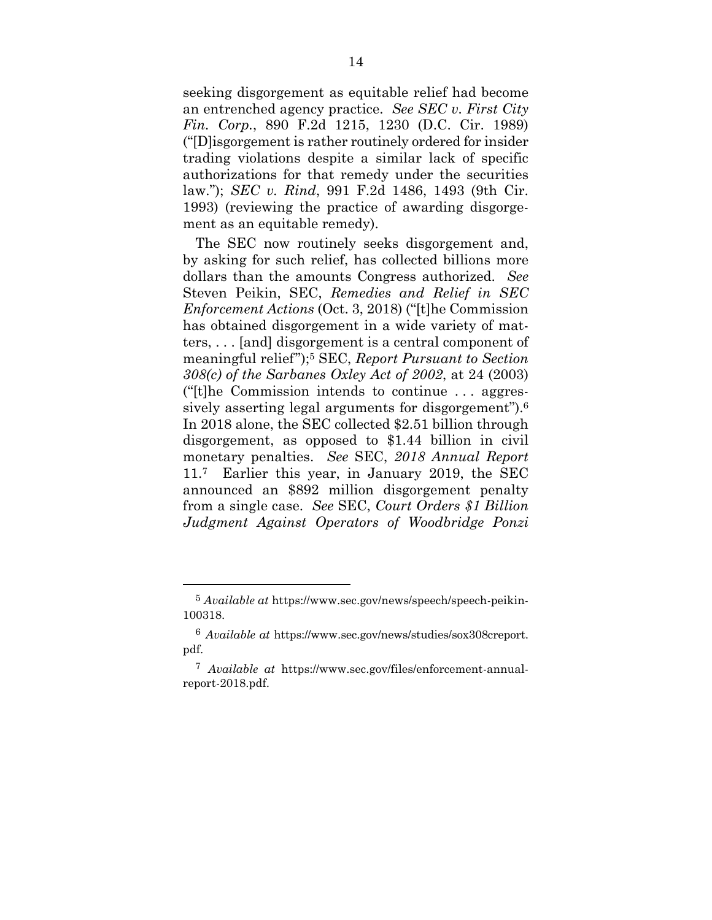seeking disgorgement as equitable relief had become an entrenched agency practice. *See SEC v. First City Fin. Corp.*, 890 F.2d 1215, 1230 (D.C. Cir. 1989) ("[D]isgorgement is rather routinely ordered for insider trading violations despite a similar lack of specific authorizations for that remedy under the securities law."); *SEC v. Rind*, 991 F.2d 1486, 1493 (9th Cir. 1993) (reviewing the practice of awarding disgorgement as an equitable remedy).

The SEC now routinely seeks disgorgement and, by asking for such relief, has collected billions more dollars than the amounts Congress authorized. *See* Steven Peikin, SEC, *Remedies and Relief in SEC Enforcement Actions* (Oct. 3, 2018) ("[t]he Commission has obtained disgorgement in a wide variety of matters, . . . [and] disgorgement is a central component of meaningful relief");[5] SEC, *Report Pursuant to Section 308(c) of the Sarbanes Oxley Act of 2002*, at 24 (2003) ("[t]he Commission intends to continue . . . aggressively asserting legal arguments for disgorgement").[6] In 2018 alone, the SEC collected $2.51 billion through disgorgement, as opposed to $1.44 billion in civil monetary penalties. *See* SEC, *2018 Annual Report* 11.[7] Earlier this year, in January 2019, the SEC announced an $892 million disgorgement penalty from a single case. *See* SEC, *Court Orders $1 Billion Judgment Against Operators of Woodbridge Ponzi*

---

[5] *Available at* https://www.sec.gov/news/speech/speech-peikin-100318.

[6] *Available at* https://www.sec.gov/news/studies/sox308creport.pdf.

[7] *Available at* https://www.sec.gov/files/enforcement-annual-report-2018.pdf.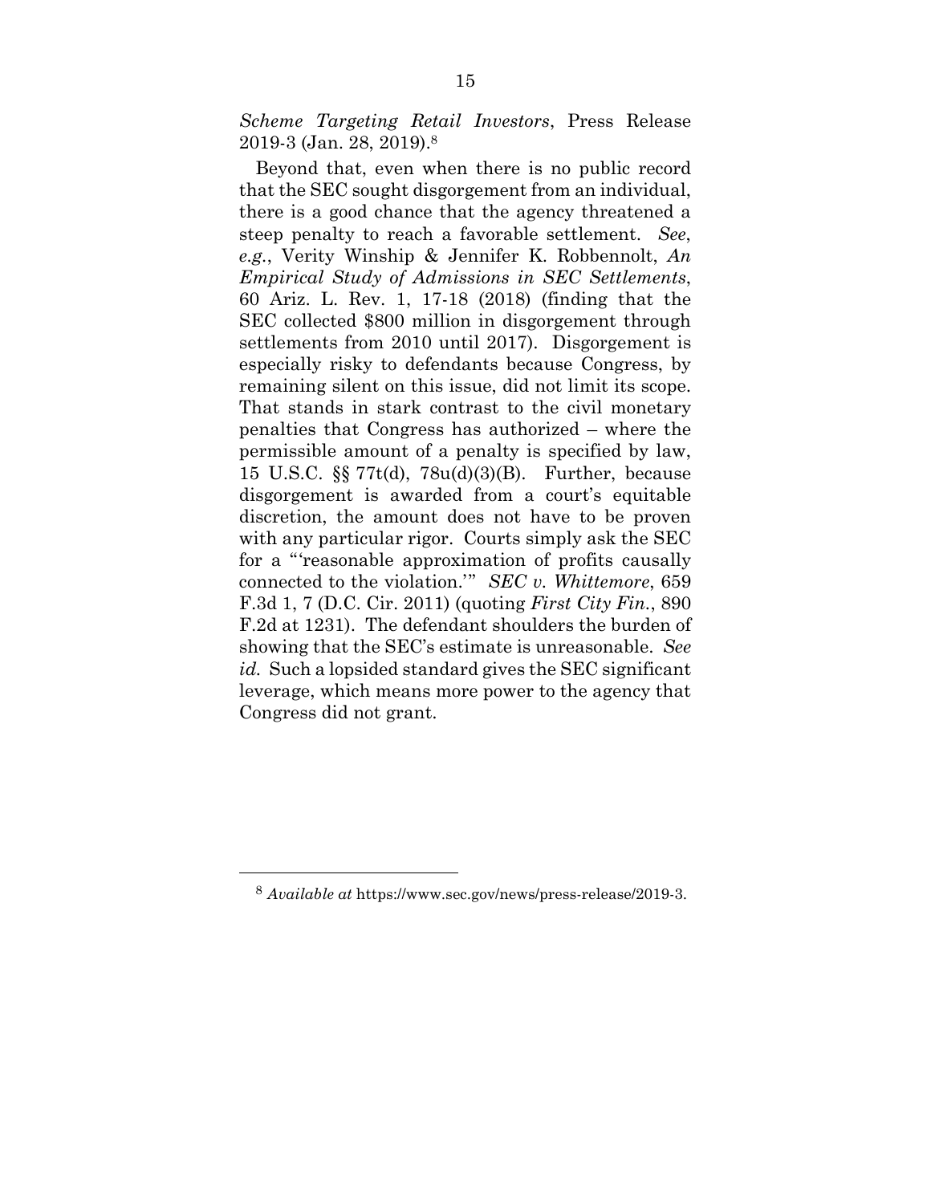*Scheme Targeting Retail Investors*, Press Release 2019-3 (Jan. 28, 2019).[8]

Beyond that, even when there is no public record that the SEC sought disgorgement from an individual, there is a good chance that the agency threatened a steep penalty to reach a favorable settlement. *See*, *e.g.*, Verity Winship & Jennifer K. Robbennolt, *An Empirical Study of Admissions in SEC Settlements*, 60 Ariz. L. Rev. 1, 17-18 (2018) (finding that the SEC collected $800 million in disgorgement through settlements from 2010 until 2017). Disgorgement is especially risky to defendants because Congress, by remaining silent on this issue, did not limit its scope. That stands in stark contrast to the civil monetary penalties that Congress has authorized – where the permissible amount of a penalty is specified by law, 15 U.S.C. §§ 77t(d), 78u(d)(3)(B). Further, because disgorgement is awarded from a court's equitable discretion, the amount does not have to be proven with any particular rigor. Courts simply ask the SEC for a "'reasonable approximation of profits causally connected to the violation.'" *SEC v. Whittemore*, 659 F.3d 1, 7 (D.C. Cir. 2011) (quoting *First City Fin.*, 890 F.2d at 1231). The defendant shoulders the burden of showing that the SEC's estimate is unreasonable. *See id.* Such a lopsided standard gives the SEC significant leverage, which means more power to the agency that Congress did not grant.

---

[8] *Available at* https://www.sec.gov/news/press-release/2019-3.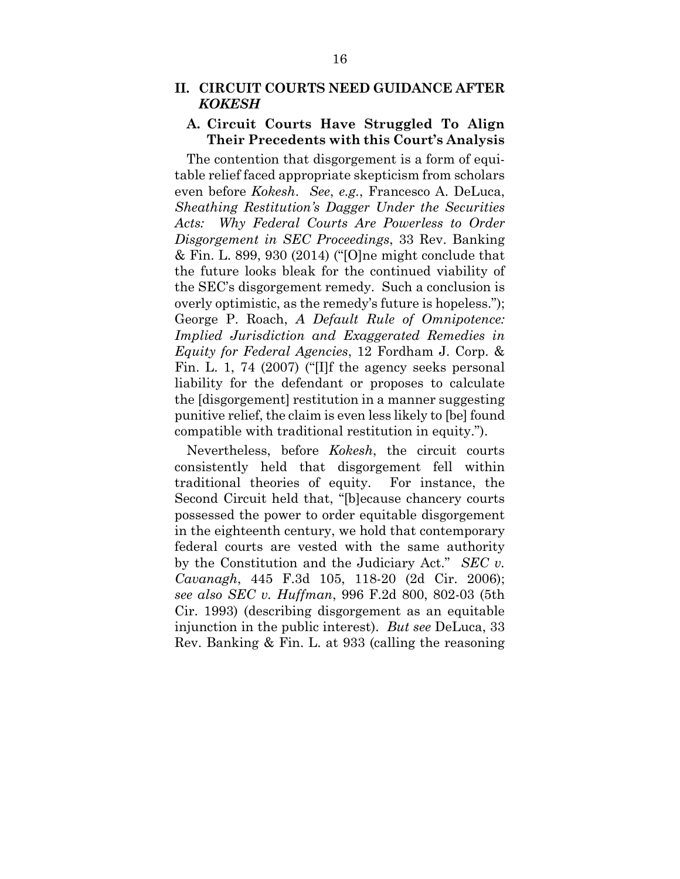## II. CIRCUIT COURTS NEED GUIDANCE AFTER *KOKESH*

### A. Circuit Courts Have Struggled To Align Their Precedents with this Court's Analysis

The contention that disgorgement is a form of equitable relief faced appropriate skepticism from scholars even before *Kokesh*. *See*, *e.g.*, Francesco A. DeLuca, *Sheathing Restitution's Dagger Under the Securities Acts: Why Federal Courts Are Powerless to Order Disgorgement in SEC Proceedings*, 33 Rev. Banking & Fin. L. 899, 930 (2014) ("[O]ne might conclude that the future looks bleak for the continued viability of the SEC's disgorgement remedy. Such a conclusion is overly optimistic, as the remedy's future is hopeless."); George P. Roach, *A Default Rule of Omnipotence: Implied Jurisdiction and Exaggerated Remedies in Equity for Federal Agencies*, 12 Fordham J. Corp. & Fin. L. 1, 74 (2007) ("[I]f the agency seeks personal liability for the defendant or proposes to calculate the [disgorgement] restitution in a manner suggesting punitive relief, the claim is even less likely to [be] found compatible with traditional restitution in equity.").

Nevertheless, before *Kokesh*, the circuit courts consistently held that disgorgement fell within traditional theories of equity. For instance, the Second Circuit held that, "[b]ecause chancery courts possessed the power to order equitable disgorgement in the eighteenth century, we hold that contemporary federal courts are vested with the same authority by the Constitution and the Judiciary Act." *SEC v. Cavanagh*, 445 F.3d 105, 118-20 (2d Cir. 2006); *see also SEC v. Huffman*, 996 F.2d 800, 802-03 (5th Cir. 1993) (describing disgorgement as an equitable injunction in the public interest). *But see* DeLuca, 33 Rev. Banking & Fin. L. at 933 (calling the reasoning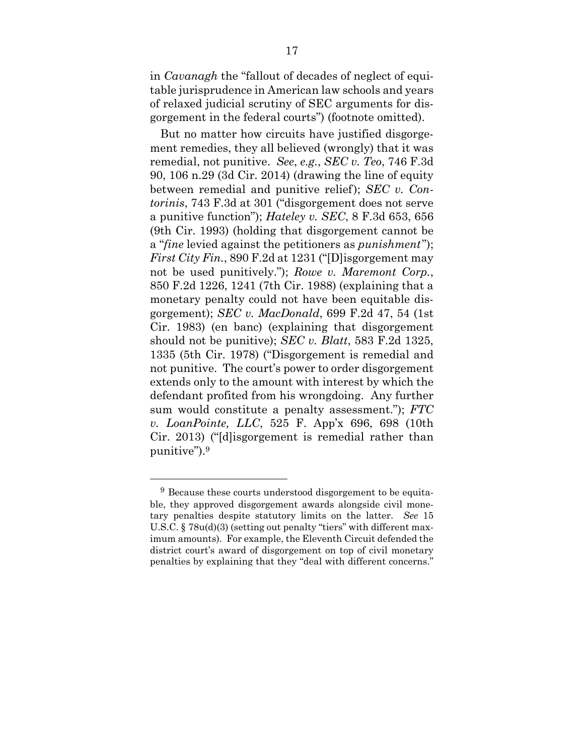in *Cavanagh* the "fallout of decades of neglect of equitable jurisprudence in American law schools and years of relaxed judicial scrutiny of SEC arguments for disgorgement in the federal courts") (footnote omitted).

But no matter how circuits have justified disgorgement remedies, they all believed (wrongly) that it was remedial, not punitive. *See*, *e.g.*, *SEC v. Teo*, 746 F.3d 90, 106 n.29 (3d Cir. 2014) (drawing the line of equity between remedial and punitive relief); *SEC v. Contorinis*, 743 F.3d at 301 ("disgorgement does not serve a punitive function"); *Hateley v. SEC*, 8 F.3d 653, 656 (9th Cir. 1993) (holding that disgorgement cannot be a "*fine* levied against the petitioners as *punishment*"); *First City Fin.*, 890 F.2d at 1231 ("[D]isgorgement may not be used punitively."); *Rowe v. Maremont Corp.*, 850 F.2d 1226, 1241 (7th Cir. 1988) (explaining that a monetary penalty could not have been equitable disgorgement); *SEC v. MacDonald*, 699 F.2d 47, 54 (1st Cir. 1983) (en banc) (explaining that disgorgement should not be punitive); *SEC v. Blatt*, 583 F.2d 1325, 1335 (5th Cir. 1978) ("Disgorgement is remedial and not punitive. The court's power to order disgorgement extends only to the amount with interest by which the defendant profited from his wrongdoing. Any further sum would constitute a penalty assessment."); *FTC v. LoanPointe, LLC*, 525 F. App'x 696, 698 (10th Cir. 2013) ("[d]isgorgement is remedial rather than punitive").[9]

---

[9] Because these courts understood disgorgement to be equitable, they approved disgorgement awards alongside civil monetary penalties despite statutory limits on the latter. *See* 15 U.S.C. § 78u(d)(3) (setting out penalty "tiers" with different maximum amounts). For example, the Eleventh Circuit defended the district court's award of disgorgement on top of civil monetary penalties by explaining that they "deal with different concerns."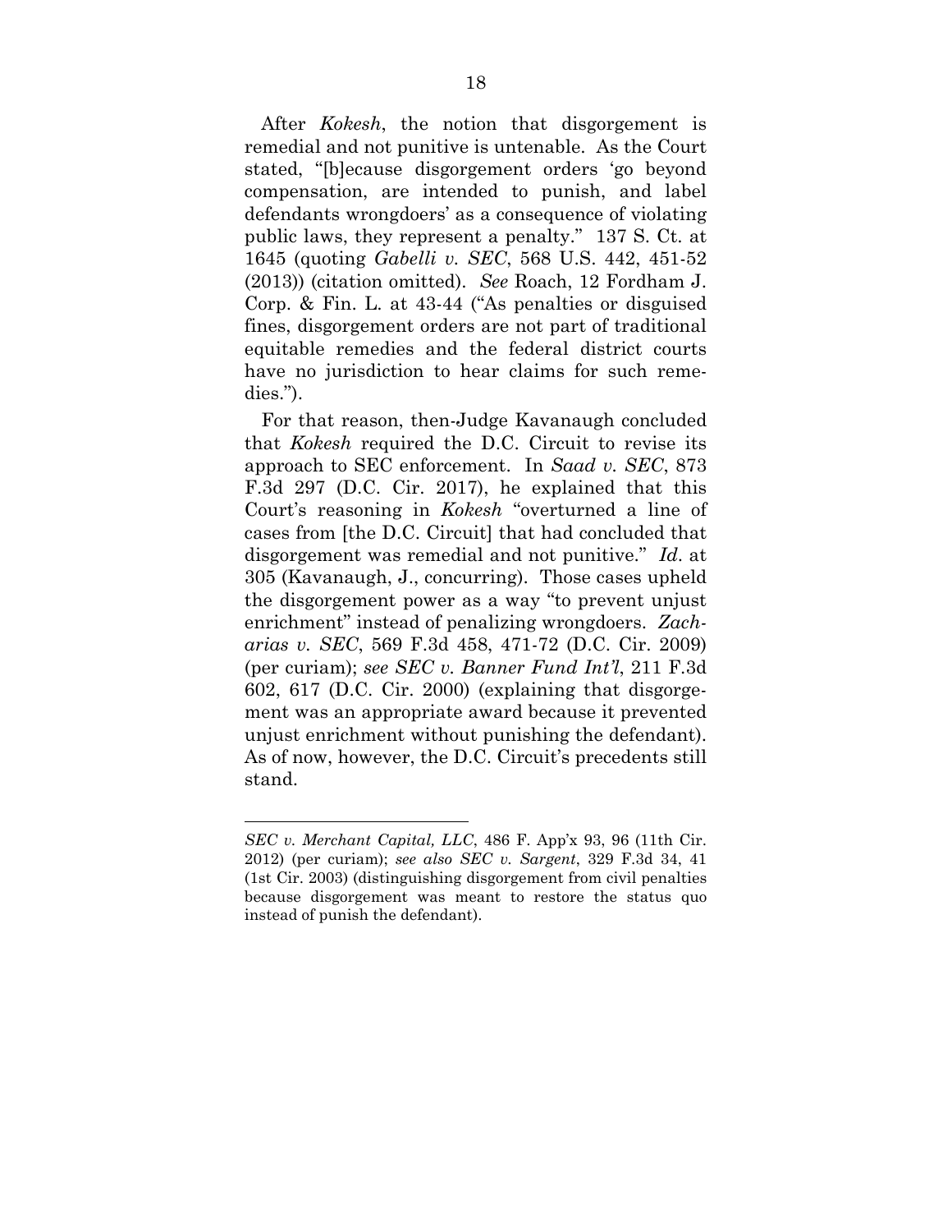After *Kokesh*, the notion that disgorgement is remedial and not punitive is untenable. As the Court stated, "[b]ecause disgorgement orders 'go beyond compensation, are intended to punish, and label defendants wrongdoers' as a consequence of violating public laws, they represent a penalty." 137 S. Ct. at 1645 (quoting *Gabelli v. SEC*, 568 U.S. 442, 451-52 (2013)) (citation omitted). *See* Roach, 12 Fordham J. Corp. & Fin. L. at 43-44 ("As penalties or disguised fines, disgorgement orders are not part of traditional equitable remedies and the federal district courts have no jurisdiction to hear claims for such remedies.").

For that reason, then-Judge Kavanaugh concluded that *Kokesh* required the D.C. Circuit to revise its approach to SEC enforcement. In *Saad v. SEC*, 873 F.3d 297 (D.C. Cir. 2017), he explained that this Court's reasoning in *Kokesh* "overturned a line of cases from [the D.C. Circuit] that had concluded that disgorgement was remedial and not punitive." *Id*. at 305 (Kavanaugh, J., concurring). Those cases upheld the disgorgement power as a way "to prevent unjust enrichment" instead of penalizing wrongdoers. *Zacharias v. SEC*, 569 F.3d 458, 471-72 (D.C. Cir. 2009) (per curiam); *see SEC v. Banner Fund Int'l*, 211 F.3d 602, 617 (D.C. Cir. 2000) (explaining that disgorgement was an appropriate award because it prevented unjust enrichment without punishing the defendant). As of now, however, the D.C. Circuit's precedents still stand.

---

*SEC v. Merchant Capital, LLC*, 486 F. App'x 93, 96 (11th Cir. 2012) (per curiam); *see also SEC v. Sargent*, 329 F.3d 34, 41 (1st Cir. 2003) (distinguishing disgorgement from civil penalties because disgorgement was meant to restore the status quo instead of punish the defendant).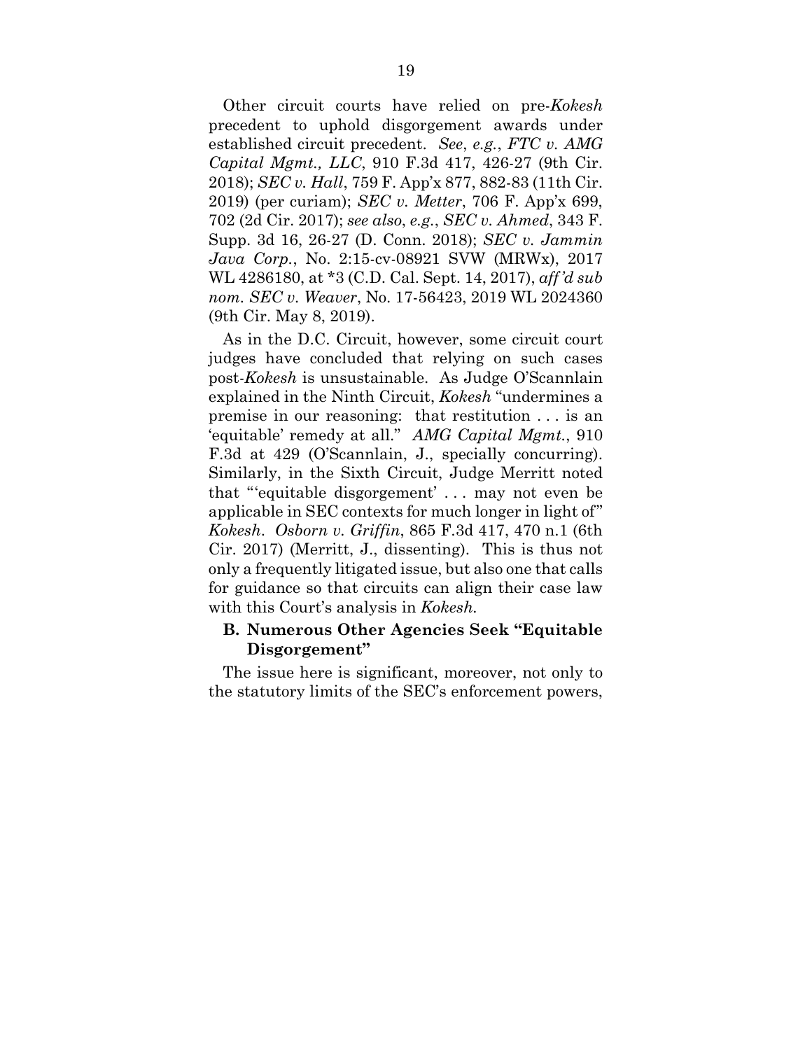Other circuit courts have relied on pre-*Kokesh* precedent to uphold disgorgement awards under established circuit precedent. *See, e.g.*, *FTC v. AMG Capital Mgmt., LLC*, 910 F.3d 417, 426-27 (9th Cir. 2018); *SEC v. Hall*, 759 F. App'x 877, 882-83 (11th Cir. 2019) (per curiam); *SEC v. Metter*, 706 F. App'x 699, 702 (2d Cir. 2017); *see also, e.g.*, *SEC v. Ahmed*, 343 F. Supp. 3d 16, 26-27 (D. Conn. 2018); *SEC v. Jammin Java Corp.*, No. 2:15-cv-08921 SVW (MRWx), 2017 WL 4286180, at *3 (C.D. Cal. Sept. 14, 2017), *aff'd sub nom. SEC v. Weaver*, No. 17-56423, 2019 WL 2024360 (9th Cir. May 8, 2019).

As in the D.C. Circuit, however, some circuit court judges have concluded that relying on such cases post-*Kokesh* is unsustainable. As Judge O'Scannlain explained in the Ninth Circuit, *Kokesh* "undermines a premise in our reasoning: that restitution . . . is an 'equitable' remedy at all." *AMG Capital Mgmt.*, 910 F.3d at 429 (O'Scannlain, J., specially concurring). Similarly, in the Sixth Circuit, Judge Merritt noted that "'equitable disgorgement' . . . may not even be applicable in SEC contexts for much longer in light of" *Kokesh*. *Osborn v. Griffin*, 865 F.3d 417, 470 n.1 (6th Cir. 2017) (Merritt, J., dissenting). This is thus not only a frequently litigated issue, but also one that calls for guidance so that circuits can align their case law with this Court's analysis in *Kokesh.*

### B. Numerous Other Agencies Seek "Equitable Disgorgement"

The issue here is significant, moreover, not only to the statutory limits of the SEC's enforcement powers,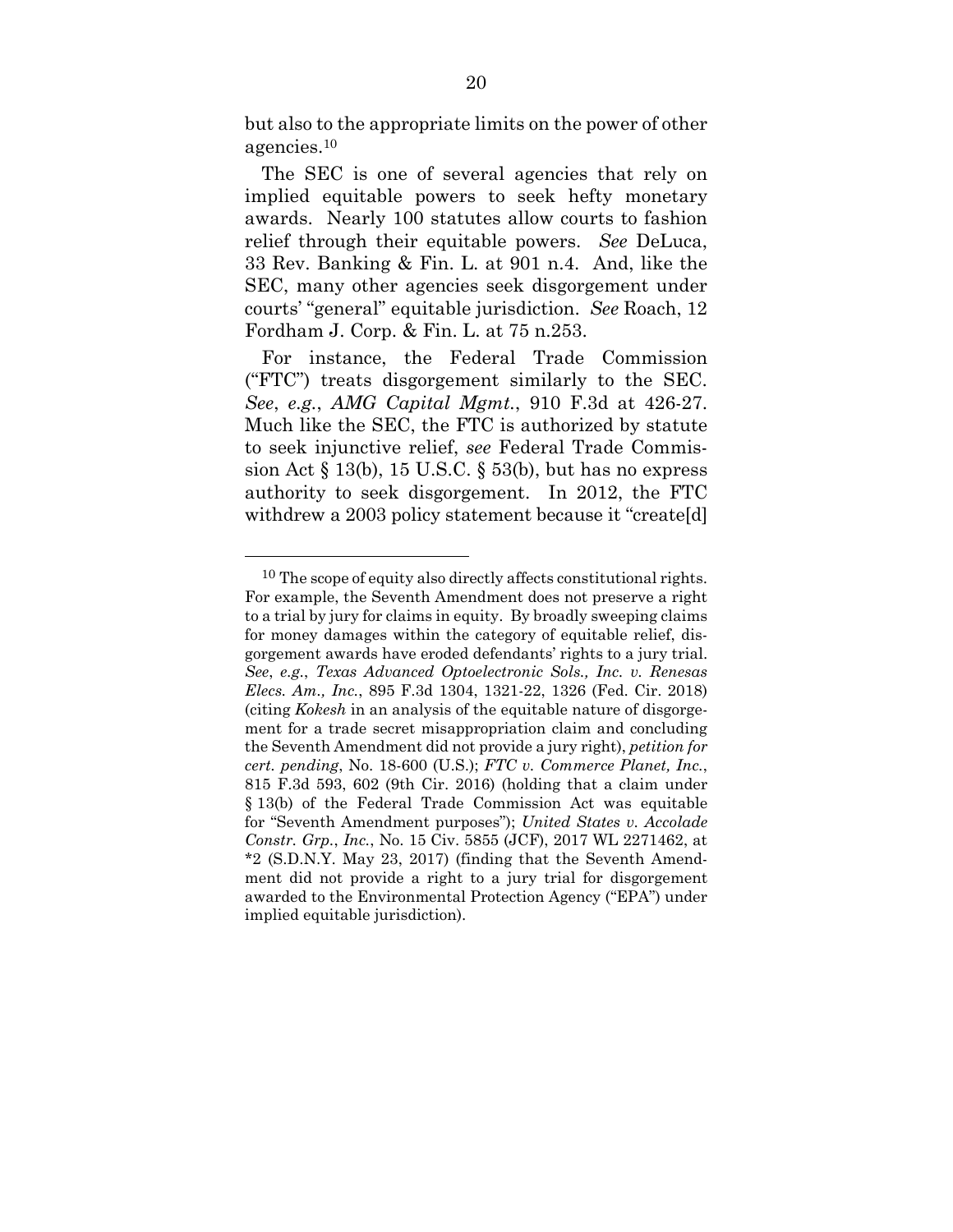but also to the appropriate limits on the power of other agencies.[10]

The SEC is one of several agencies that rely on implied equitable powers to seek hefty monetary awards. Nearly 100 statutes allow courts to fashion relief through their equitable powers. *See* DeLuca, 33 Rev. Banking & Fin. L. at 901 n.4. And, like the SEC, many other agencies seek disgorgement under courts' "general" equitable jurisdiction. *See* Roach, 12 Fordham J. Corp. & Fin. L. at 75 n.253.

For instance, the Federal Trade Commission ("FTC") treats disgorgement similarly to the SEC. *See*, *e.g.*, *AMG Capital Mgmt.*, 910 F.3d at 426-27. Much like the SEC, the FTC is authorized by statute to seek injunctive relief, *see* Federal Trade Commission Act § 13(b), 15 U.S.C. § 53(b), but has no express authority to seek disgorgement. In 2012, the FTC withdrew a 2003 policy statement because it "create[d]

---

[10] The scope of equity also directly affects constitutional rights. For example, the Seventh Amendment does not preserve a right to a trial by jury for claims in equity. By broadly sweeping claims for money damages within the category of equitable relief, disgorgement awards have eroded defendants' rights to a jury trial. *See*, *e.g.*, *Texas Advanced Optoelectronic Sols., Inc. v. Renesas Elecs. Am., Inc.*, 895 F.3d 1304, 1321-22, 1326 (Fed. Cir. 2018) (citing *Kokesh* in an analysis of the equitable nature of disgorgement for a trade secret misappropriation claim and concluding the Seventh Amendment did not provide a jury right), *petition for cert. pending*, No. 18-600 (U.S.); *FTC v. Commerce Planet, Inc.*, 815 F.3d 593, 602 (9th Cir. 2016) (holding that a claim under § 13(b) of the Federal Trade Commission Act was equitable for "Seventh Amendment purposes"); *United States v. Accolade Constr. Grp., Inc.*, No. 15 Civ. 5855 (JCF), 2017 WL 2271462, at *2 (S.D.N.Y. May 23, 2017) (finding that the Seventh Amendment did not provide a right to a jury trial for disgorgement awarded to the Environmental Protection Agency ("EPA") under implied equitable jurisdiction).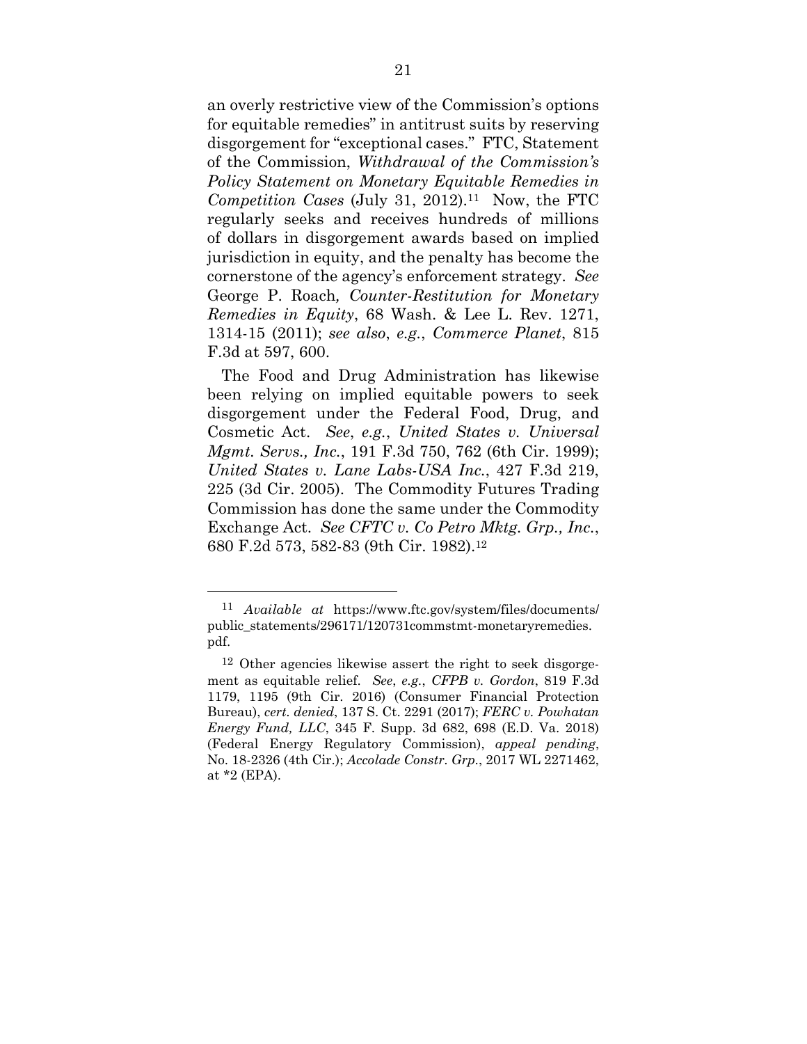an overly restrictive view of the Commission's options for equitable remedies" in antitrust suits by reserving disgorgement for "exceptional cases." FTC, Statement of the Commission, *Withdrawal of the Commission's Policy Statement on Monetary Equitable Remedies in Competition Cases* (July 31, 2012).[11] Now, the FTC regularly seeks and receives hundreds of millions of dollars in disgorgement awards based on implied jurisdiction in equity, and the penalty has become the cornerstone of the agency's enforcement strategy. *See* George P. Roach, *Counter-Restitution for Monetary Remedies in Equity*, 68 Wash. & Lee L. Rev. 1271, 1314-15 (2011); *see also*, *e.g.*, *Commerce Planet*, 815 F.3d at 597, 600.

The Food and Drug Administration has likewise been relying on implied equitable powers to seek disgorgement under the Federal Food, Drug, and Cosmetic Act. *See*, *e.g.*, *United States v. Universal Mgmt. Servs., Inc.*, 191 F.3d 750, 762 (6th Cir. 1999); *United States v. Lane Labs-USA Inc.*, 427 F.3d 219, 225 (3d Cir. 2005). The Commodity Futures Trading Commission has done the same under the Commodity Exchange Act. *See CFTC v. Co Petro Mktg. Grp., Inc.*, 680 F.2d 573, 582-83 (9th Cir. 1982).[12]

---

[11] *Available at* https://www.ftc.gov/system/files/documents/public_statements/296171/120731commstmt-monetaryremedies.pdf.

[12] Other agencies likewise assert the right to seek disgorgement as equitable relief. *See*, *e.g.*, *CFPB v. Gordon*, 819 F.3d 1179, 1195 (9th Cir. 2016) (Consumer Financial Protection Bureau), *cert. denied*, 137 S. Ct. 2291 (2017); *FERC v. Powhatan Energy Fund, LLC*, 345 F. Supp. 3d 682, 698 (E.D. Va. 2018) (Federal Energy Regulatory Commission), *appeal pending*, No. 18-2326 (4th Cir.); *Accolade Constr. Grp.*, 2017 WL 2271462, at *2 (EPA).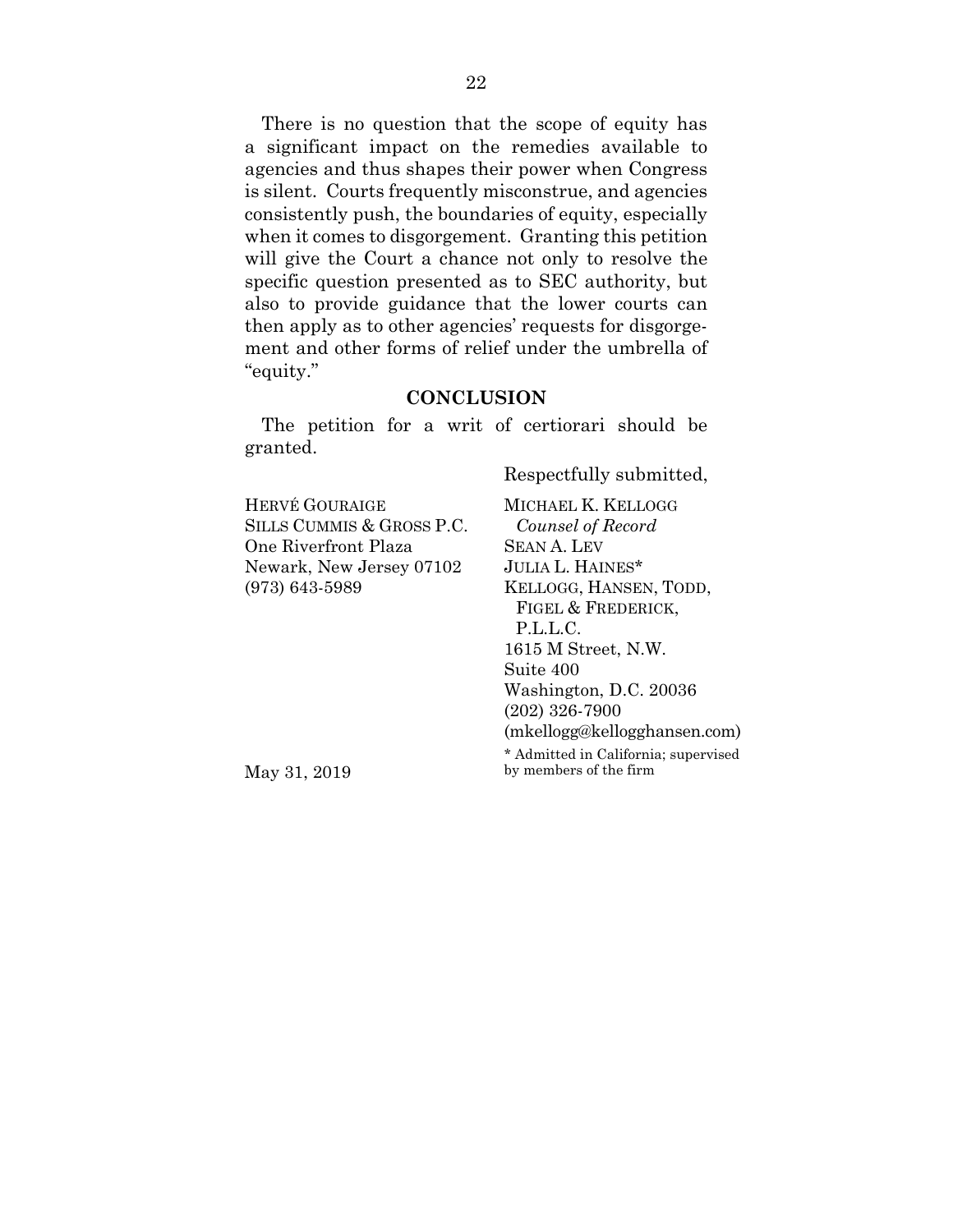There is no question that the scope of equity has a significant impact on the remedies available to agencies and thus shapes their power when Congress is silent. Courts frequently misconstrue, and agencies consistently push, the boundaries of equity, especially when it comes to disgorgement. Granting this petition will give the Court a chance not only to resolve the specific question presented as to SEC authority, but also to provide guidance that the lower courts can then apply as to other agencies' requests for disgorgement and other forms of relief under the umbrella of "equity."

## CONCLUSION

The petition for a writ of certiorari should be granted.

Respectfully submitted,

HERVÉ GOURAIGE
SILLS CUMMIS & GROSS P.C.
One Riverfront Plaza
Newark, New Jersey 07102
(973) 643-5989

MICHAEL K. KELLOGG
*Counsel of Record*
SEAN A. LEV
JULIA L. HAINES*
KELLOGG, HANSEN, TODD, FIGEL & FREDERICK, P.L.L.C.
1615 M Street, N.W.
Suite 400
Washington, D.C. 20036
(202) 326-7900
(mkellogg@kellogghansen.com)

* Admitted in California; supervised by members of the firm

May 31, 2019